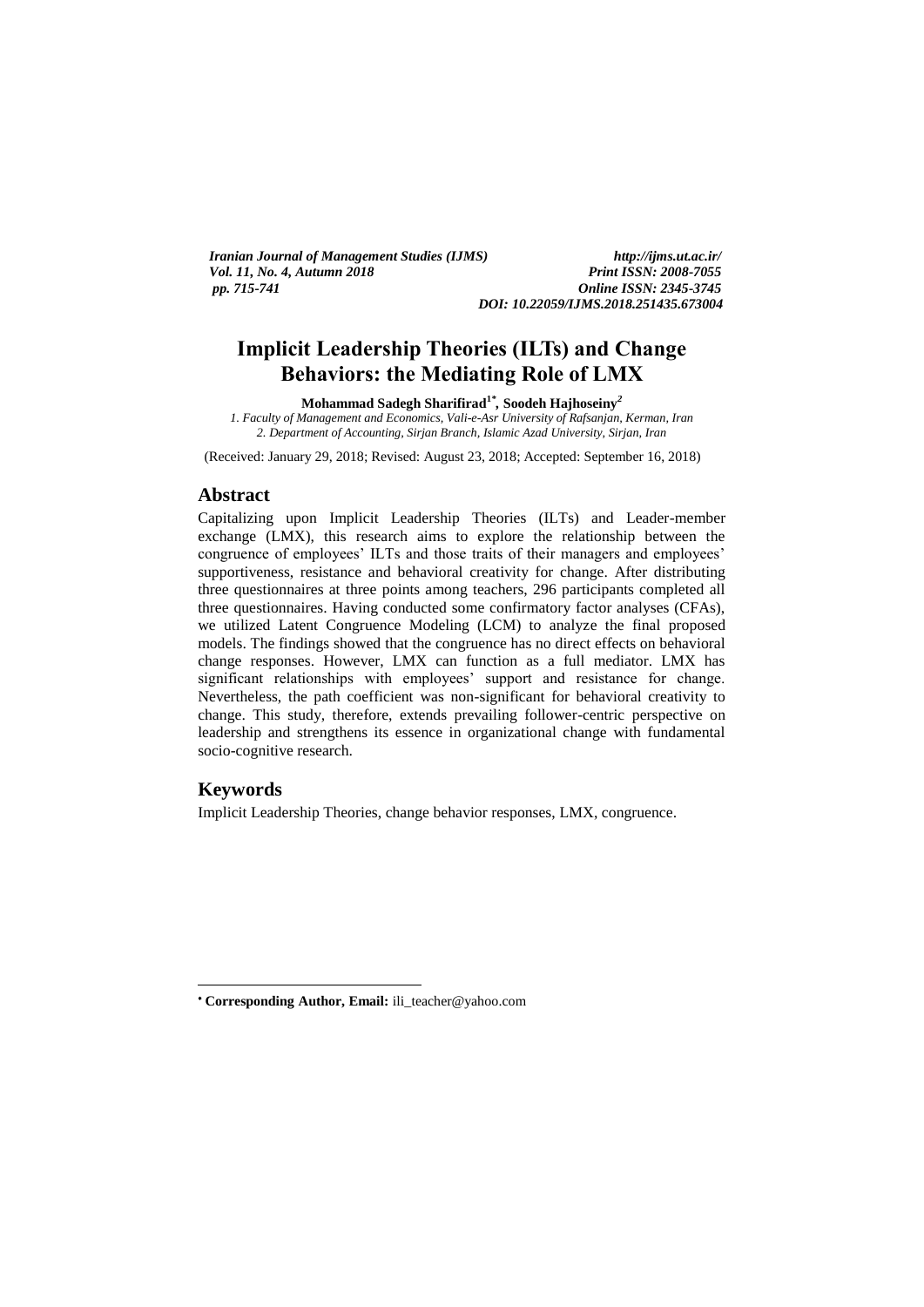# Implicit Leadership Theories (ILTs) and Change Behaviors: the Mediating Role of LMX

**Mohammad Sadegh Sharifirad[1*], Soodeh Hajhoseiny[2]**

*1. Faculty of Management and Economics, Vali-e-Asr University of Rafsanjan, Kerman, Iran*
*2. Department of Accounting, Sirjan Branch, Islamic Azad University, Sirjan, Iran*

(Received: January 29, 2018; Revised: August 23, 2018; Accepted: September 16, 2018)

## Abstract

Capitalizing upon Implicit Leadership Theories (ILTs) and Leader-member exchange (LMX), this research aims to explore the relationship between the congruence of employees' ILTs and those traits of their managers and employees' supportiveness, resistance and behavioral creativity for change. After distributing three questionnaires at three points among teachers, 296 participants completed all three questionnaires. Having conducted some confirmatory factor analyses (CFAs), we utilized Latent Congruence Modeling (LCM) to analyze the final proposed models. The findings showed that the congruence has no direct effects on behavioral change responses. However, LMX can function as a full mediator. LMX has significant relationships with employees' support and resistance for change. Nevertheless, the path coefficient was non-significant for behavioral creativity to change. This study, therefore, extends prevailing follower-centric perspective on leadership and strengthens its essence in organizational change with fundamental socio-cognitive research.

## Keywords

Implicit Leadership Theories, change behavior responses, LMX, congruence.

---

* **Corresponding Author, Email:** ili_teacher@yahoo.com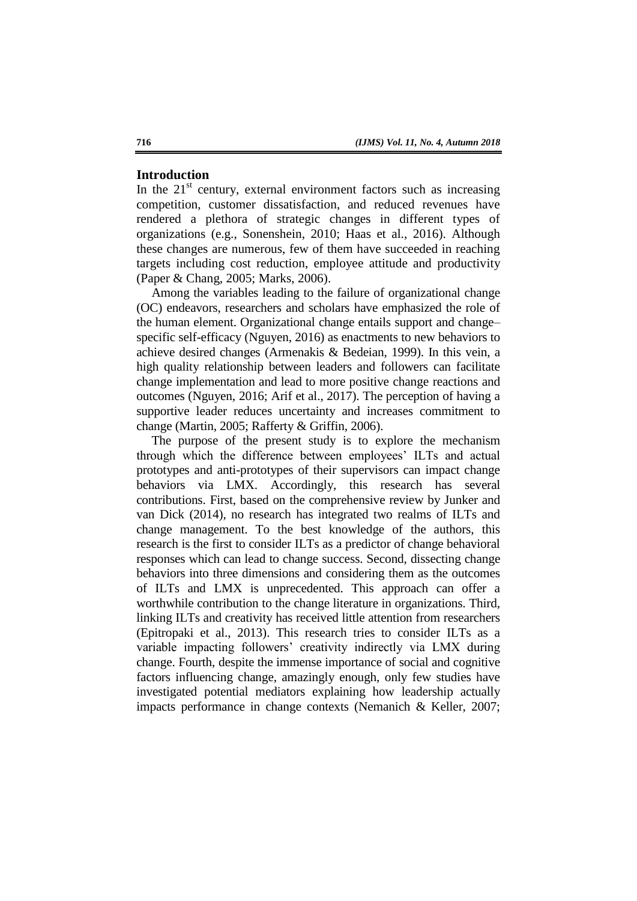## Introduction

In the 21st century, external environment factors such as increasing competition, customer dissatisfaction, and reduced revenues have rendered a plethora of strategic changes in different types of organizations (e.g., Sonenshein, 2010; Haas et al., 2016). Although these changes are numerous, few of them have succeeded in reaching targets including cost reduction, employee attitude and productivity (Paper & Chang, 2005; Marks, 2006).

Among the variables leading to the failure of organizational change (OC) endeavors, researchers and scholars have emphasized the role of the human element. Organizational change entails support and change–specific self-efficacy (Nguyen, 2016) as enactments to new behaviors to achieve desired changes (Armenakis & Bedeian, 1999). In this vein, a high quality relationship between leaders and followers can facilitate change implementation and lead to more positive change reactions and outcomes (Nguyen, 2016; Arif et al., 2017). The perception of having a supportive leader reduces uncertainty and increases commitment to change (Martin, 2005; Rafferty & Griffin, 2006).

The purpose of the present study is to explore the mechanism through which the difference between employees' ILTs and actual prototypes and anti-prototypes of their supervisors can impact change behaviors via LMX. Accordingly, this research has several contributions. First, based on the comprehensive review by Junker and van Dick (2014), no research has integrated two realms of ILTs and change management. To the best knowledge of the authors, this research is the first to consider ILTs as a predictor of change behavioral responses which can lead to change success. Second, dissecting change behaviors into three dimensions and considering them as the outcomes of ILTs and LMX is unprecedented. This approach can offer a worthwhile contribution to the change literature in organizations. Third, linking ILTs and creativity has received little attention from researchers (Epitropaki et al., 2013). This research tries to consider ILTs as a variable impacting followers' creativity indirectly via LMX during change. Fourth, despite the immense importance of social and cognitive factors influencing change, amazingly enough, only few studies have investigated potential mediators explaining how leadership actually impacts performance in change contexts (Nemanich & Keller, 2007;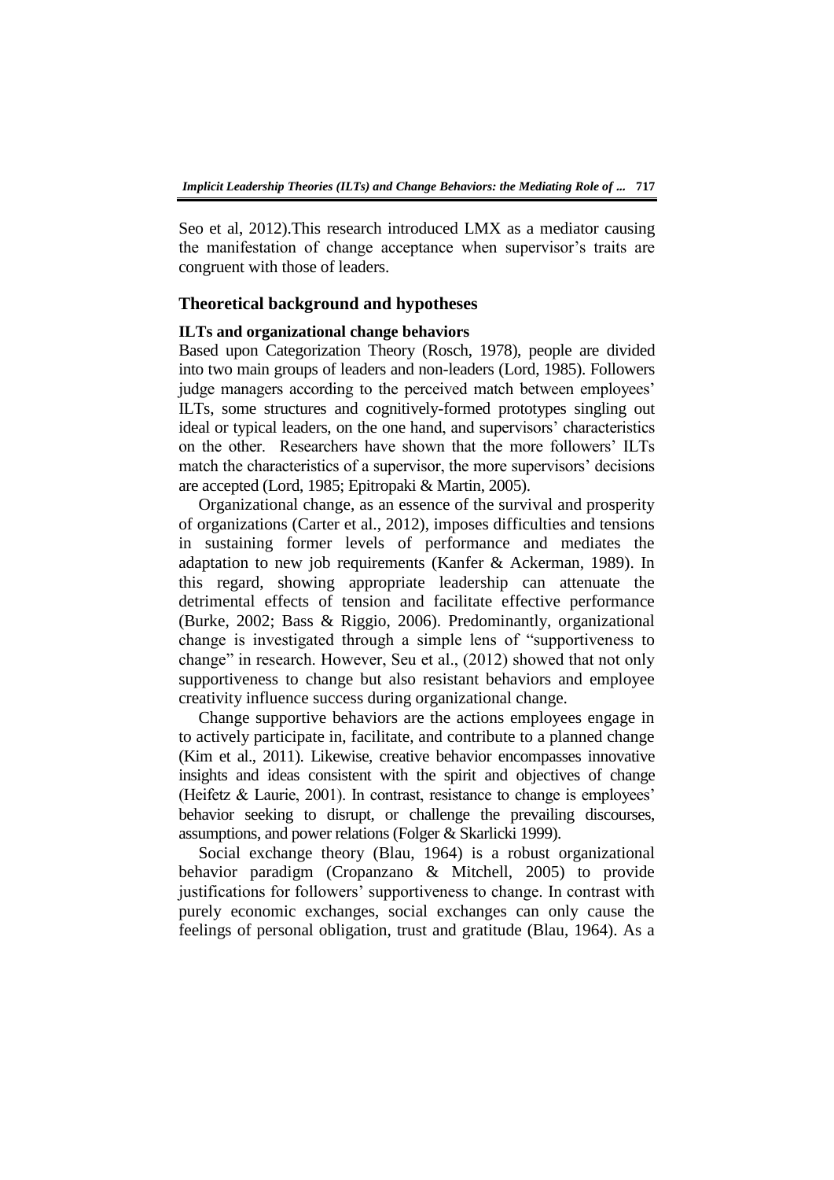Seo et al, 2012).This research introduced LMX as a mediator causing the manifestation of change acceptance when supervisor's traits are congruent with those of leaders.

## Theoretical background and hypotheses

### ILTs and organizational change behaviors

Based upon Categorization Theory (Rosch, 1978), people are divided into two main groups of leaders and non-leaders (Lord, 1985). Followers judge managers according to the perceived match between employees' ILTs, some structures and cognitively-formed prototypes singling out ideal or typical leaders, on the one hand, and supervisors' characteristics on the other. Researchers have shown that the more followers' ILTs match the characteristics of a supervisor, the more supervisors' decisions are accepted (Lord, 1985; Epitropaki & Martin, 2005).

Organizational change, as an essence of the survival and prosperity of organizations (Carter et al., 2012), imposes difficulties and tensions in sustaining former levels of performance and mediates the adaptation to new job requirements (Kanfer & Ackerman, 1989). In this regard, showing appropriate leadership can attenuate the detrimental effects of tension and facilitate effective performance (Burke, 2002; Bass & Riggio, 2006). Predominantly, organizational change is investigated through a simple lens of "supportiveness to change" in research. However, Seu et al., (2012) showed that not only supportiveness to change but also resistant behaviors and employee creativity influence success during organizational change.

Change supportive behaviors are the actions employees engage in to actively participate in, facilitate, and contribute to a planned change (Kim et al., 2011). Likewise, creative behavior encompasses innovative insights and ideas consistent with the spirit and objectives of change (Heifetz & Laurie, 2001). In contrast, resistance to change is employees' behavior seeking to disrupt, or challenge the prevailing discourses, assumptions, and power relations (Folger & Skarlicki 1999).

Social exchange theory (Blau, 1964) is a robust organizational behavior paradigm (Cropanzano & Mitchell, 2005) to provide justifications for followers' supportiveness to change. In contrast with purely economic exchanges, social exchanges can only cause the feelings of personal obligation, trust and gratitude (Blau, 1964). As a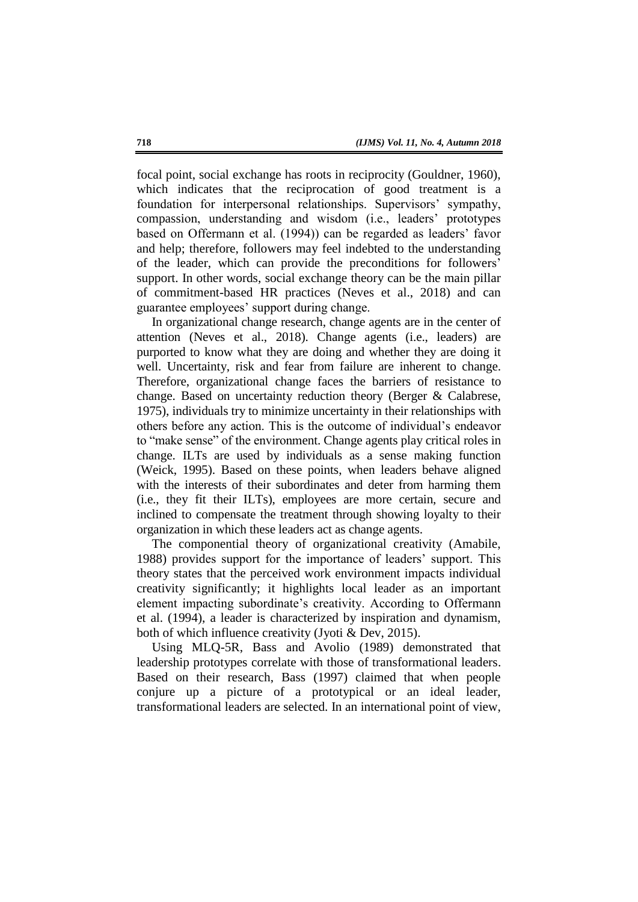focal point, social exchange has roots in reciprocity (Gouldner, 1960), which indicates that the reciprocation of good treatment is a foundation for interpersonal relationships. Supervisors' sympathy, compassion, understanding and wisdom (i.e., leaders' prototypes based on Offermann et al. (1994)) can be regarded as leaders' favor and help; therefore, followers may feel indebted to the understanding of the leader, which can provide the preconditions for followers' support. In other words, social exchange theory can be the main pillar of commitment-based HR practices (Neves et al., 2018) and can guarantee employees' support during change.

In organizational change research, change agents are in the center of attention (Neves et al., 2018). Change agents (i.e., leaders) are purported to know what they are doing and whether they are doing it well. Uncertainty, risk and fear from failure are inherent to change. Therefore, organizational change faces the barriers of resistance to change. Based on uncertainty reduction theory (Berger & Calabrese, 1975), individuals try to minimize uncertainty in their relationships with others before any action. This is the outcome of individual's endeavor to "make sense" of the environment. Change agents play critical roles in change. ILTs are used by individuals as a sense making function (Weick, 1995). Based on these points, when leaders behave aligned with the interests of their subordinates and deter from harming them (i.e., they fit their ILTs), employees are more certain, secure and inclined to compensate the treatment through showing loyalty to their organization in which these leaders act as change agents.

The componential theory of organizational creativity (Amabile, 1988) provides support for the importance of leaders' support. This theory states that the perceived work environment impacts individual creativity significantly; it highlights local leader as an important element impacting subordinate's creativity. According to Offermann et al. (1994), a leader is characterized by inspiration and dynamism, both of which influence creativity (Jyoti & Dev, 2015).

Using MLQ-5R, Bass and Avolio (1989) demonstrated that leadership prototypes correlate with those of transformational leaders. Based on their research, Bass (1997) claimed that when people conjure up a picture of a prototypical or an ideal leader, transformational leaders are selected. In an international point of view,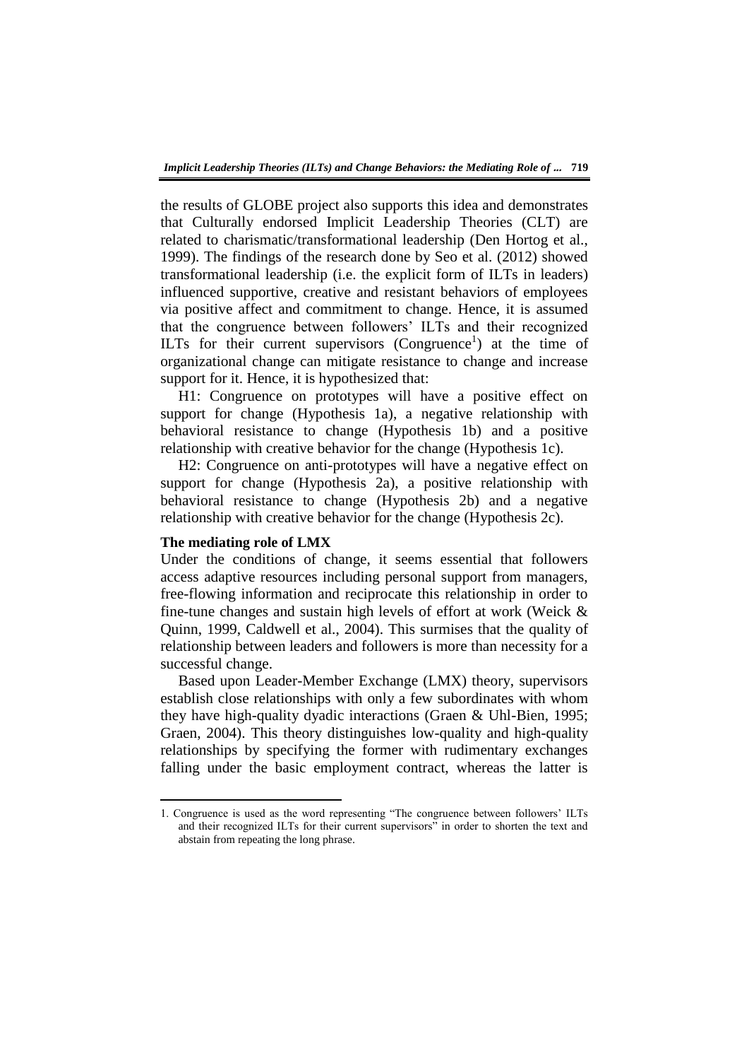the results of GLOBE project also supports this idea and demonstrates that Culturally endorsed Implicit Leadership Theories (CLT) are related to charismatic/transformational leadership (Den Hortog et al., 1999). The findings of the research done by Seo et al. (2012) showed transformational leadership (i.e. the explicit form of ILTs in leaders) influenced supportive, creative and resistant behaviors of employees via positive affect and commitment to change. Hence, it is assumed that the congruence between followers' ILTs and their recognized ILTs for their current supervisors (Congruence[1]) at the time of organizational change can mitigate resistance to change and increase support for it. Hence, it is hypothesized that:

H1: Congruence on prototypes will have a positive effect on support for change (Hypothesis 1a), a negative relationship with behavioral resistance to change (Hypothesis 1b) and a positive relationship with creative behavior for the change (Hypothesis 1c).

H2: Congruence on anti-prototypes will have a negative effect on support for change (Hypothesis 2a), a positive relationship with behavioral resistance to change (Hypothesis 2b) and a negative relationship with creative behavior for the change (Hypothesis 2c).

**The mediating role of LMX**

Under the conditions of change, it seems essential that followers access adaptive resources including personal support from managers, free-flowing information and reciprocate this relationship in order to fine-tune changes and sustain high levels of effort at work (Weick & Quinn, 1999, Caldwell et al., 2004). This surmises that the quality of relationship between leaders and followers is more than necessity for a successful change.

Based upon Leader-Member Exchange (LMX) theory, supervisors establish close relationships with only a few subordinates with whom they have high-quality dyadic interactions (Graen & Uhl-Bien, 1995; Graen, 2004). This theory distinguishes low-quality and high-quality relationships by specifying the former with rudimentary exchanges falling under the basic employment contract, whereas the latter is

---

1. Congruence is used as the word representing "The congruence between followers' ILTs and their recognized ILTs for their current supervisors" in order to shorten the text and abstain from repeating the long phrase.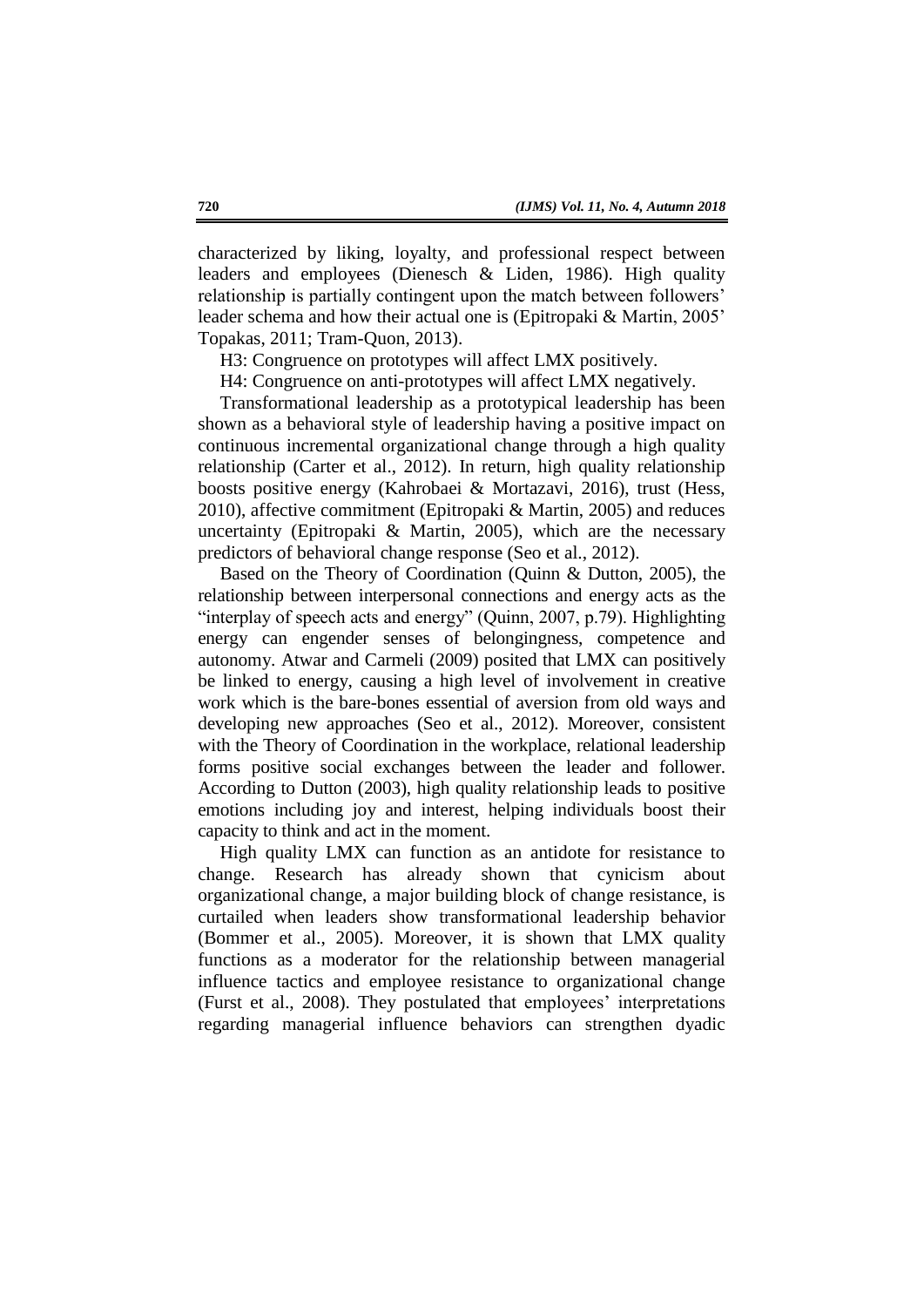characterized by liking, loyalty, and professional respect between leaders and employees (Dienesch & Liden, 1986). High quality relationship is partially contingent upon the match between followers' leader schema and how their actual one is (Epitropaki & Martin, 2005' Topakas, 2011; Tram-Quon, 2013).

H3: Congruence on prototypes will affect LMX positively.

H4: Congruence on anti-prototypes will affect LMX negatively.

Transformational leadership as a prototypical leadership has been shown as a behavioral style of leadership having a positive impact on continuous incremental organizational change through a high quality relationship (Carter et al., 2012). In return, high quality relationship boosts positive energy (Kahrobaei & Mortazavi, 2016), trust (Hess, 2010), affective commitment (Epitropaki & Martin, 2005) and reduces uncertainty (Epitropaki & Martin, 2005), which are the necessary predictors of behavioral change response (Seo et al., 2012).

Based on the Theory of Coordination (Quinn & Dutton, 2005), the relationship between interpersonal connections and energy acts as the "interplay of speech acts and energy" (Quinn, 2007, p.79). Highlighting energy can engender senses of belongingness, competence and autonomy. Atwar and Carmeli (2009) posited that LMX can positively be linked to energy, causing a high level of involvement in creative work which is the bare-bones essential of aversion from old ways and developing new approaches (Seo et al., 2012). Moreover, consistent with the Theory of Coordination in the workplace, relational leadership forms positive social exchanges between the leader and follower. According to Dutton (2003), high quality relationship leads to positive emotions including joy and interest, helping individuals boost their capacity to think and act in the moment.

High quality LMX can function as an antidote for resistance to change. Research has already shown that cynicism about organizational change, a major building block of change resistance, is curtailed when leaders show transformational leadership behavior (Bommer et al., 2005). Moreover, it is shown that LMX quality functions as a moderator for the relationship between managerial influence tactics and employee resistance to organizational change (Furst et al., 2008). They postulated that employees' interpretations regarding managerial influence behaviors can strengthen dyadic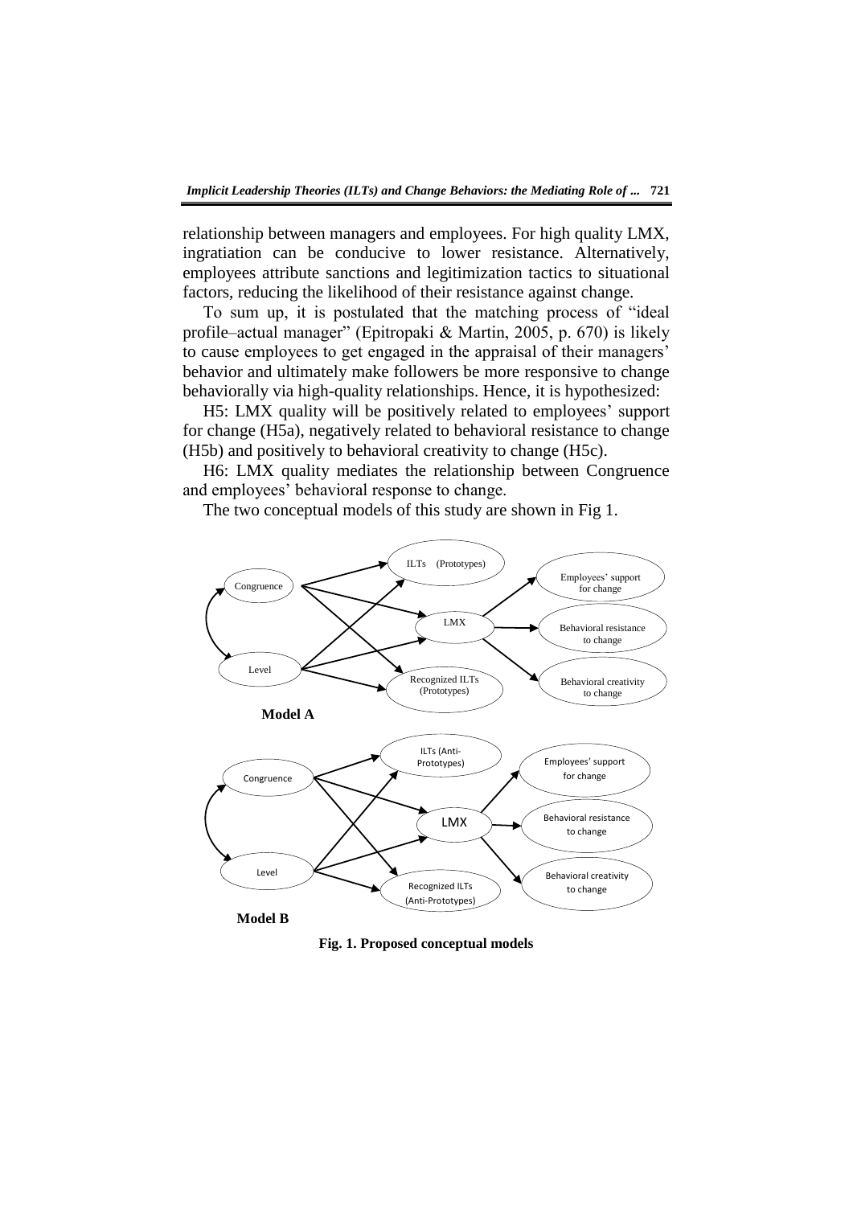relationship between managers and employees. For high quality LMX, ingratiation can be conducive to lower resistance. Alternatively, employees attribute sanctions and legitimization tactics to situational factors, reducing the likelihood of their resistance against change.

To sum up, it is postulated that the matching process of "ideal profile–actual manager" (Epitropaki & Martin, 2005, p. 670) is likely to cause employees to get engaged in the appraisal of their managers' behavior and ultimately make followers be more responsive to change behaviorally via high-quality relationships. Hence, it is hypothesized:

H5: LMX quality will be positively related to employees' support for change (H5a), negatively related to behavioral resistance to change (H5b) and positively to behavioral creativity to change (H5c).

H6: LMX quality mediates the relationship between Congruence and employees' behavioral response to change.

The two conceptual models of this study are shown in Fig 1.

**Fig. 1. Proposed conceptual models**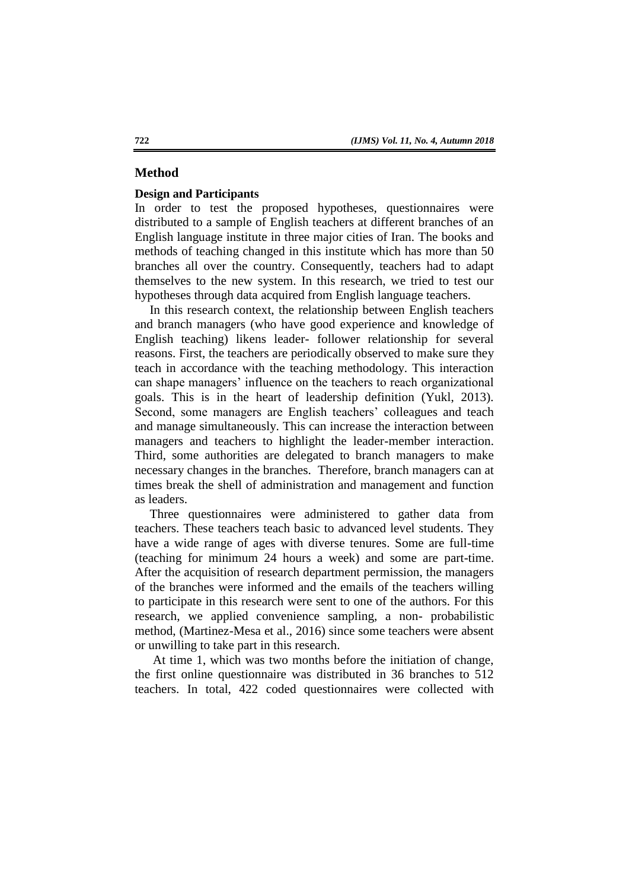## Method

### Design and Participants

In order to test the proposed hypotheses, questionnaires were distributed to a sample of English teachers at different branches of an English language institute in three major cities of Iran. The books and methods of teaching changed in this institute which has more than 50 branches all over the country. Consequently, teachers had to adapt themselves to the new system. In this research, we tried to test our hypotheses through data acquired from English language teachers.

In this research context, the relationship between English teachers and branch managers (who have good experience and knowledge of English teaching) likens leader- follower relationship for several reasons. First, the teachers are periodically observed to make sure they teach in accordance with the teaching methodology. This interaction can shape managers' influence on the teachers to reach organizational goals. This is in the heart of leadership definition (Yukl, 2013). Second, some managers are English teachers' colleagues and teach and manage simultaneously. This can increase the interaction between managers and teachers to highlight the leader-member interaction. Third, some authorities are delegated to branch managers to make necessary changes in the branches. Therefore, branch managers can at times break the shell of administration and management and function as leaders.

Three questionnaires were administered to gather data from teachers. These teachers teach basic to advanced level students. They have a wide range of ages with diverse tenures. Some are full-time (teaching for minimum 24 hours a week) and some are part-time. After the acquisition of research department permission, the managers of the branches were informed and the emails of the teachers willing to participate in this research were sent to one of the authors. For this research, we applied convenience sampling, a non- probabilistic method, (Martinez-Mesa et al., 2016) since some teachers were absent or unwilling to take part in this research.

At time 1, which was two months before the initiation of change, the first online questionnaire was distributed in 36 branches to 512 teachers. In total, 422 coded questionnaires were collected with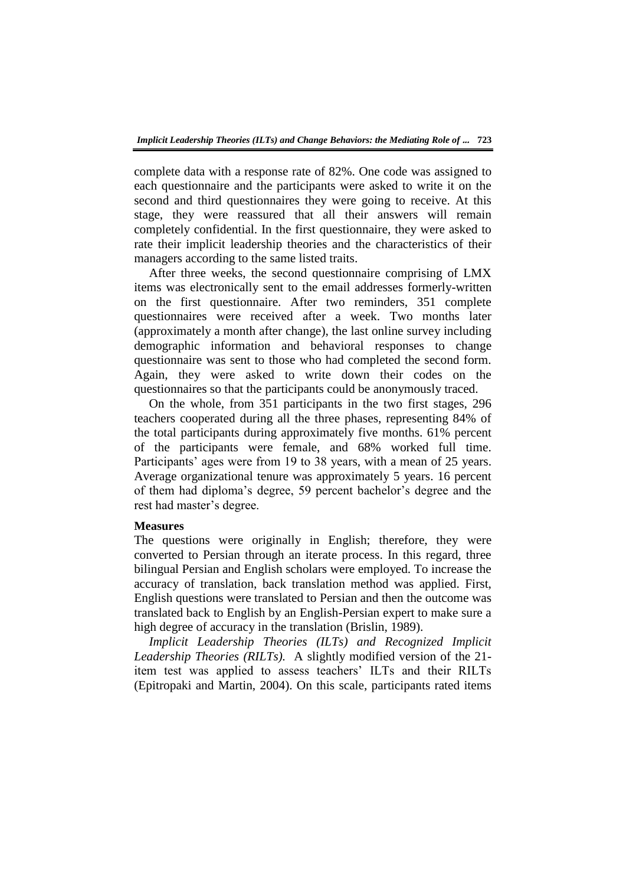complete data with a response rate of 82%. One code was assigned to each questionnaire and the participants were asked to write it on the second and third questionnaires they were going to receive. At this stage, they were reassured that all their answers will remain completely confidential. In the first questionnaire, they were asked to rate their implicit leadership theories and the characteristics of their managers according to the same listed traits.

After three weeks, the second questionnaire comprising of LMX items was electronically sent to the email addresses formerly-written on the first questionnaire. After two reminders, 351 complete questionnaires were received after a week. Two months later (approximately a month after change), the last online survey including demographic information and behavioral responses to change questionnaire was sent to those who had completed the second form. Again, they were asked to write down their codes on the questionnaires so that the participants could be anonymously traced.

On the whole, from 351 participants in the two first stages, 296 teachers cooperated during all the three phases, representing 84% of the total participants during approximately five months. 61% percent of the participants were female, and 68% worked full time. Participants' ages were from 19 to 38 years, with a mean of 25 years. Average organizational tenure was approximately 5 years. 16 percent of them had diploma's degree, 59 percent bachelor's degree and the rest had master's degree.

**Measures**

The questions were originally in English; therefore, they were converted to Persian through an iterate process. In this regard, three bilingual Persian and English scholars were employed. To increase the accuracy of translation, back translation method was applied. First, English questions were translated to Persian and then the outcome was translated back to English by an English-Persian expert to make sure a high degree of accuracy in the translation (Brislin, 1989).

*Implicit Leadership Theories (ILTs) and Recognized Implicit Leadership Theories (RILTs).* A slightly modified version of the 21-item test was applied to assess teachers' ILTs and their RILTs (Epitropaki and Martin, 2004). On this scale, participants rated items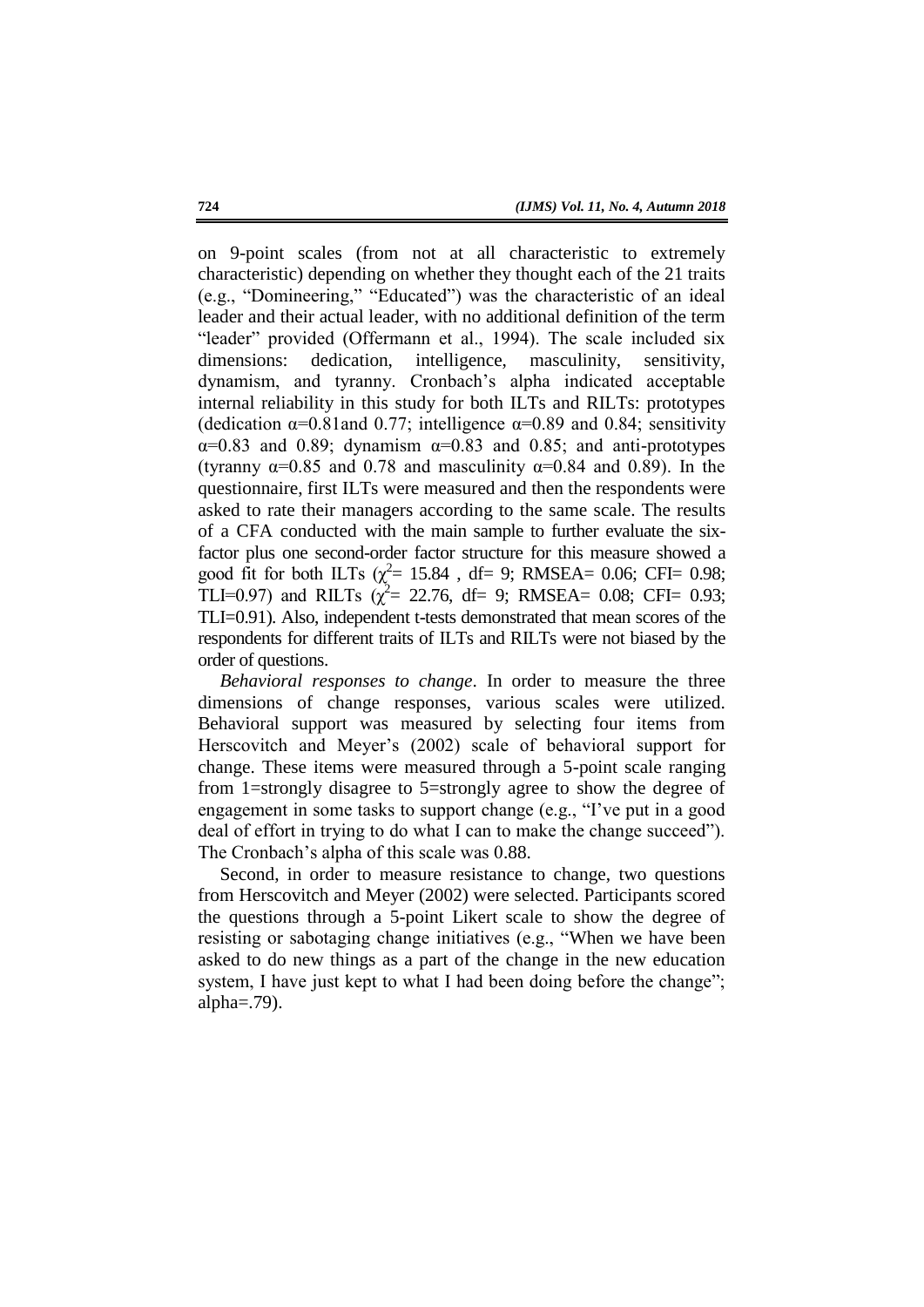on 9-point scales (from not at all characteristic to extremely characteristic) depending on whether they thought each of the 21 traits (e.g., "Domineering," "Educated") was the characteristic of an ideal leader and their actual leader, with no additional definition of the term "leader" provided (Offermann et al., 1994). The scale included six dimensions: dedication, intelligence, masculinity, sensitivity, dynamism, and tyranny. Cronbach's alpha indicated acceptable internal reliability in this study for both ILTs and RILTs: prototypes (dedication $\alpha$=0.81and 0.77; intelligence $\alpha$=0.89 and 0.84; sensitivity $\alpha$=0.83 and 0.89; dynamism $\alpha$=0.83 and 0.85; and anti-prototypes (tyranny $\alpha$=0.85 and 0.78 and masculinity $\alpha$=0.84 and 0.89). In the questionnaire, first ILTs were measured and then the respondents were asked to rate their managers according to the same scale. The results of a CFA conducted with the main sample to further evaluate the six-factor plus one second-order factor structure for this measure showed a good fit for both ILTs ($\chi^2$= 15.84 , df= 9; RMSEA= 0.06; CFI= 0.98; TLI=0.97) and RILTs ($\chi^2$= 22.76, df= 9; RMSEA= 0.08; CFI= 0.93; TLI=0.91). Also, independent t-tests demonstrated that mean scores of the respondents for different traits of ILTs and RILTs were not biased by the order of questions.

*Behavioral responses to change*. In order to measure the three dimensions of change responses, various scales were utilized. Behavioral support was measured by selecting four items from Herscovitch and Meyer's (2002) scale of behavioral support for change. These items were measured through a 5-point scale ranging from 1=strongly disagree to 5=strongly agree to show the degree of engagement in some tasks to support change (e.g., "I've put in a good deal of effort in trying to do what I can to make the change succeed"). The Cronbach's alpha of this scale was 0.88.

Second, in order to measure resistance to change, two questions from Herscovitch and Meyer (2002) were selected. Participants scored the questions through a 5-point Likert scale to show the degree of resisting or sabotaging change initiatives (e.g., "When we have been asked to do new things as a part of the change in the new education system, I have just kept to what I had been doing before the change"; alpha=.79).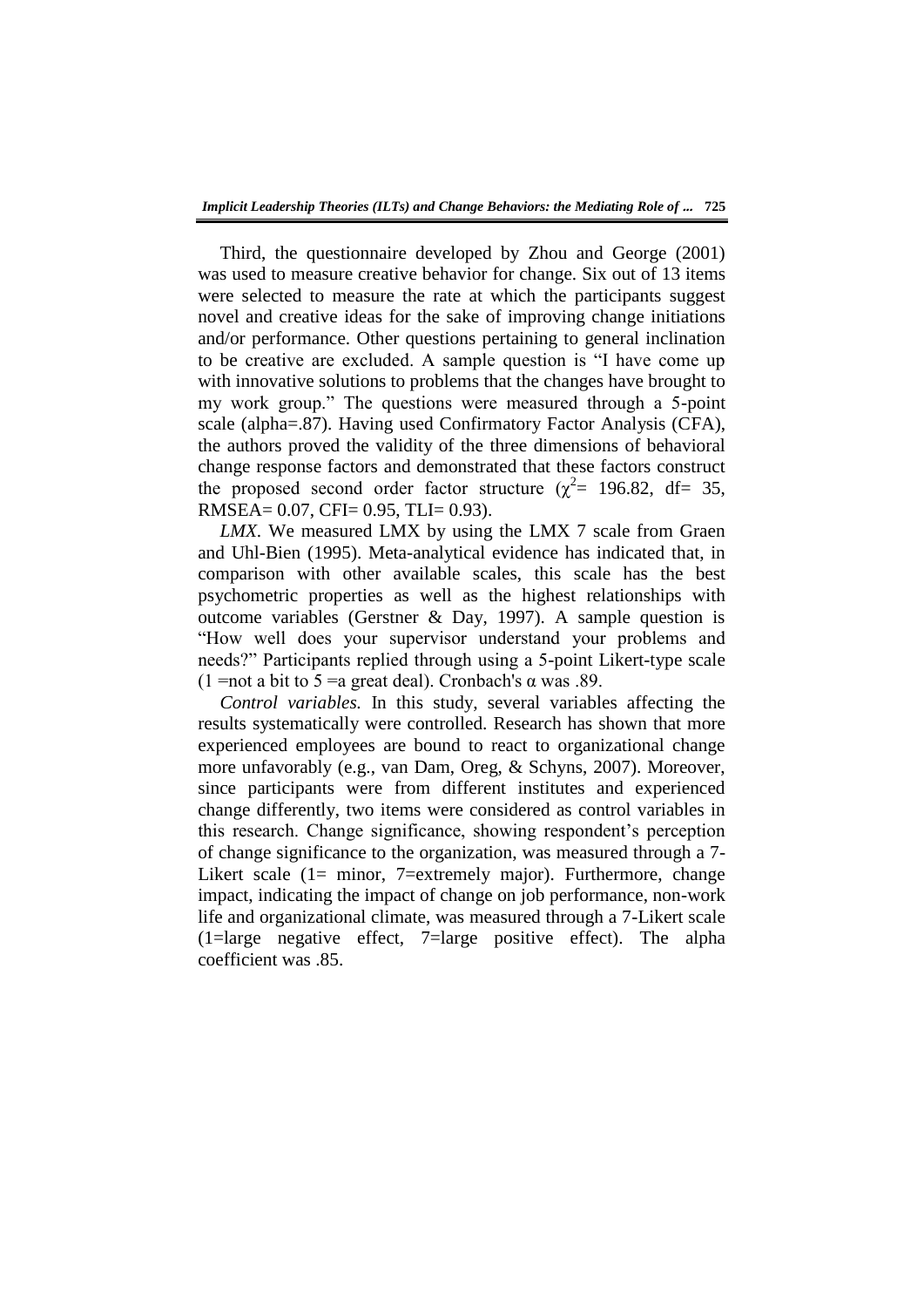Third, the questionnaire developed by Zhou and George (2001) was used to measure creative behavior for change. Six out of 13 items were selected to measure the rate at which the participants suggest novel and creative ideas for the sake of improving change initiations and/or performance. Other questions pertaining to general inclination to be creative are excluded. A sample question is "I have come up with innovative solutions to problems that the changes have brought to my work group." The questions were measured through a 5-point scale (alpha=.87). Having used Confirmatory Factor Analysis (CFA), the authors proved the validity of the three dimensions of behavioral change response factors and demonstrated that these factors construct the proposed second order factor structure ($\chi^2$= 196.82, df= 35, RMSEA= 0.07, CFI= 0.95, TLI= 0.93).

*LMX*. We measured LMX by using the LMX 7 scale from Graen and Uhl-Bien (1995). Meta-analytical evidence has indicated that, in comparison with other available scales, this scale has the best psychometric properties as well as the highest relationships with outcome variables (Gerstner & Day, 1997). A sample question is "How well does your supervisor understand your problems and needs?" Participants replied through using a 5-point Likert-type scale (1 =not a bit to 5 =a great deal). Cronbach's α was .89.

*Control variables.* In this study, several variables affecting the results systematically were controlled. Research has shown that more experienced employees are bound to react to organizational change more unfavorably (e.g., van Dam, Oreg, & Schyns, 2007). Moreover, since participants were from different institutes and experienced change differently, two items were considered as control variables in this research. Change significance, showing respondent's perception of change significance to the organization, was measured through a 7-Likert scale (1= minor, 7=extremely major). Furthermore, change impact, indicating the impact of change on job performance, non-work life and organizational climate, was measured through a 7-Likert scale (1=large negative effect, 7=large positive effect). The alpha coefficient was .85.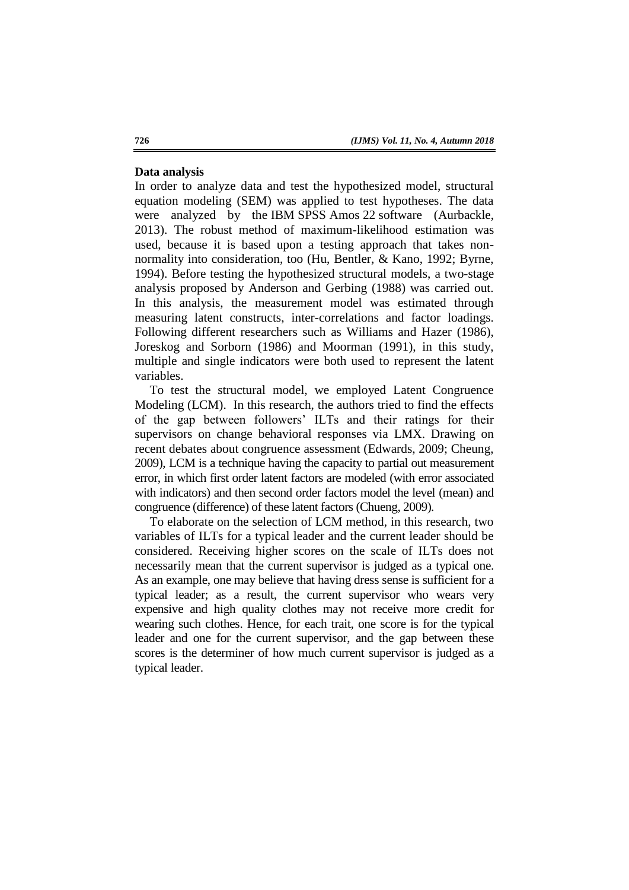**Data analysis**

In order to analyze data and test the hypothesized model, structural equation modeling (SEM) was applied to test hypotheses. The data were analyzed by the IBM SPSS Amos 22 software (Aurbackle, 2013). The robust method of maximum-likelihood estimation was used, because it is based upon a testing approach that takes non-normality into consideration, too (Hu, Bentler, & Kano, 1992; Byrne, 1994). Before testing the hypothesized structural models, a two-stage analysis proposed by Anderson and Gerbing (1988) was carried out. In this analysis, the measurement model was estimated through measuring latent constructs, inter-correlations and factor loadings. Following different researchers such as Williams and Hazer (1986), Joreskog and Sorborn (1986) and Moorman (1991), in this study, multiple and single indicators were both used to represent the latent variables.

To test the structural model, we employed Latent Congruence Modeling (LCM). In this research, the authors tried to find the effects of the gap between followers' ILTs and their ratings for their supervisors on change behavioral responses via LMX. Drawing on recent debates about congruence assessment (Edwards, 2009; Cheung, 2009), LCM is a technique having the capacity to partial out measurement error, in which first order latent factors are modeled (with error associated with indicators) and then second order factors model the level (mean) and congruence (difference) of these latent factors (Chueng, 2009).

To elaborate on the selection of LCM method, in this research, two variables of ILTs for a typical leader and the current leader should be considered. Receiving higher scores on the scale of ILTs does not necessarily mean that the current supervisor is judged as a typical one. As an example, one may believe that having dress sense is sufficient for a typical leader; as a result, the current supervisor who wears very expensive and high quality clothes may not receive more credit for wearing such clothes. Hence, for each trait, one score is for the typical leader and one for the current supervisor, and the gap between these scores is the determiner of how much current supervisor is judged as a typical leader.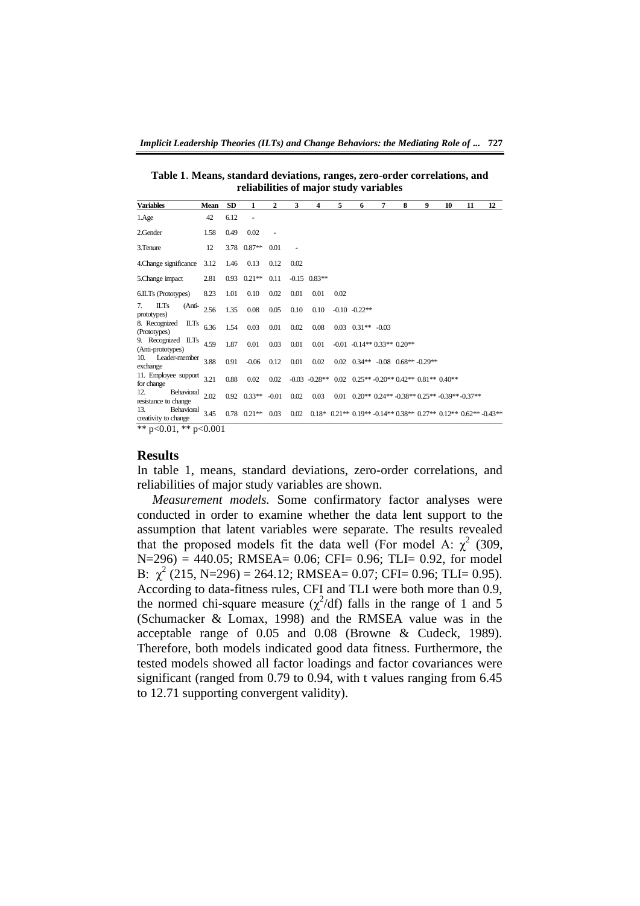**Table 1**. **Means, standard deviations, ranges, zero-order correlations, and reliabilities of major study variables**

| Variables | Mean | SD | 1 | 2 | 3 | 4 | 5 | 6 | 7 | 8 | 9 | 10 | 11 | 12 |
|---|---|---|---|---|---|---|---|---|---|---|---|---|---|---|
| 1.Age | 42 | 6.12 | - | | | | | | | | | | | |
| 2.Gender | 1.58 | 0.49 | 0.02 | - | | | | | | | | | | |
| 3.Tenure | 12 | 3.78 | 0.87** | 0.01 | - | | | | | | | | | |
| 4.Change significance | 3.12 | 1.46 | 0.13 | 0.12 | 0.02 | | | | | | | | | |
| 5.Change impact | 2.81 | 0.93 | 0.21** | 0.11 | -0.15 | 0.83** | | | | | | | | |
| 6.ILTs (Prototypes) | 8.23 | 1.01 | 0.10 | 0.02 | 0.01 | 0.01 | 0.02 | | | | | | | |
| 7. ILTs (Anti-prototypes) | 2.56 | 1.35 | 0.08 | 0.05 | 0.10 | 0.10 | -0.10 | -0.22** | | | | | | |
| 8. Recognized ILTs (Prototypes) | 6.36 | 1.54 | 0.03 | 0.01 | 0.02 | 0.08 | 0.03 | 0.31** | -0.03 | | | | | |
| 9. Recognized ILTs (Anti-prototypes) | 4.59 | 1.87 | 0.01 | 0.03 | 0.01 | 0.01 | -0.01 | -0.14** | 0.33** | 0.20** | | | | |
| 10. Leader-member exchange | 3.88 | 0.91 | -0.06 | 0.12 | 0.01 | 0.02 | 0.02 | 0.34** | -0.08 | 0.68** | -0.29** | | | |
| 11. Employee support for change | 3.21 | 0.88 | 0.02 | 0.02 | -0.03 | -0.28** | 0.02 | 0.25** | -0.20** | 0.42** | 0.81** | 0.40** | | |
| 12. Behavioral resistance to change | 2.02 | 0.92 | 0.33** | -0.01 | 0.02 | 0.03 | 0.01 | 0.20** | 0.24** | -0.38** | 0.25** | -0.39** | -0.37** | |
| 13. Behavioral creativity to change | 3.45 | 0.78 | 0.21** | 0.03 | 0.02 | 0.18* | 0.21** | 0.19** | -0.14** | 0.38** | 0.27** | 0.12** | 0.62** | -0.43** |

** p<0.01, ** p<0.001

## Results

In table 1, means, standard deviations, zero-order correlations, and reliabilities of major study variables are shown.

*Measurement models.* Some confirmatory factor analyses were conducted in order to examine whether the data lent support to the assumption that latent variables were separate. The results revealed that the proposed models fit the data well (For model A: $\chi^2$ (309, N=296) = 440.05; RMSEA= 0.06; CFI= 0.96; TLI= 0.92, for model B: $\chi^2$ (215, N=296) = 264.12; RMSEA= 0.07; CFI= 0.96; TLI= 0.95). According to data-fitness rules, CFI and TLI were both more than 0.9, the normed chi-square measure ($\chi^2$/df) falls in the range of 1 and 5 (Schumacker & Lomax, 1998) and the RMSEA value was in the acceptable range of 0.05 and 0.08 (Browne & Cudeck, 1989). Therefore, both models indicated good data fitness. Furthermore, the tested models showed all factor loadings and factor covariances were significant (ranged from 0.79 to 0.94, with t values ranging from 6.45 to 12.71 supporting convergent validity).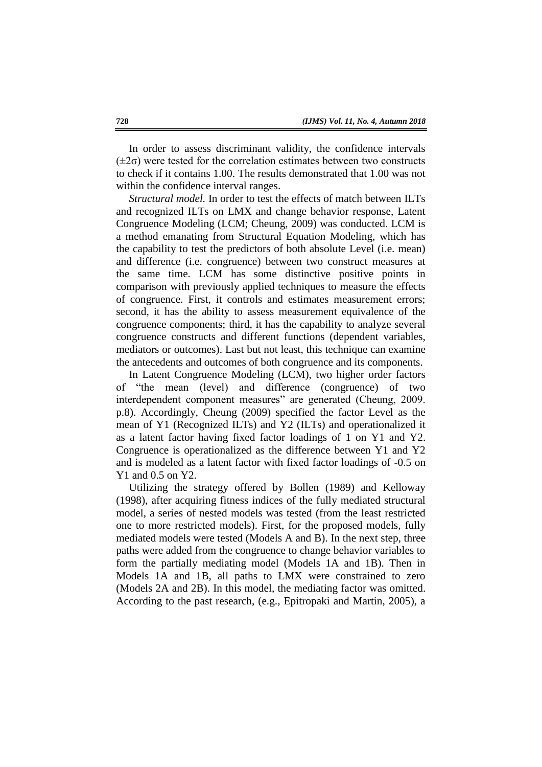In order to assess discriminant validity, the confidence intervals ($\pm 2\sigma$) were tested for the correlation estimates between two constructs to check if it contains 1.00. The results demonstrated that 1.00 was not within the confidence interval ranges.

*Structural model.* In order to test the effects of match between ILTs and recognized ILTs on LMX and change behavior response, Latent Congruence Modeling (LCM; Cheung, 2009) was conducted. LCM is a method emanating from Structural Equation Modeling, which has the capability to test the predictors of both absolute Level (i.e. mean) and difference (i.e. congruence) between two construct measures at the same time. LCM has some distinctive positive points in comparison with previously applied techniques to measure the effects of congruence. First, it controls and estimates measurement errors; second, it has the ability to assess measurement equivalence of the congruence components; third, it has the capability to analyze several congruence constructs and different functions (dependent variables, mediators or outcomes). Last but not least, this technique can examine the antecedents and outcomes of both congruence and its components.

In Latent Congruence Modeling (LCM), two higher order factors of "the mean (level) and difference (congruence) of two interdependent component measures" are generated (Cheung, 2009. p.8). Accordingly, Cheung (2009) specified the factor Level as the mean of Y1 (Recognized ILTs) and Y2 (ILTs) and operationalized it as a latent factor having fixed factor loadings of 1 on Y1 and Y2. Congruence is operationalized as the difference between Y1 and Y2 and is modeled as a latent factor with fixed factor loadings of -0.5 on Y1 and 0.5 on Y2.

Utilizing the strategy offered by Bollen (1989) and Kelloway (1998), after acquiring fitness indices of the fully mediated structural model, a series of nested models was tested (from the least restricted one to more restricted models). First, for the proposed models, fully mediated models were tested (Models A and B). In the next step, three paths were added from the congruence to change behavior variables to form the partially mediating model (Models 1A and 1B). Then in Models 1A and 1B, all paths to LMX were constrained to zero (Models 2A and 2B). In this model, the mediating factor was omitted. According to the past research, (e.g., Epitropaki and Martin, 2005), a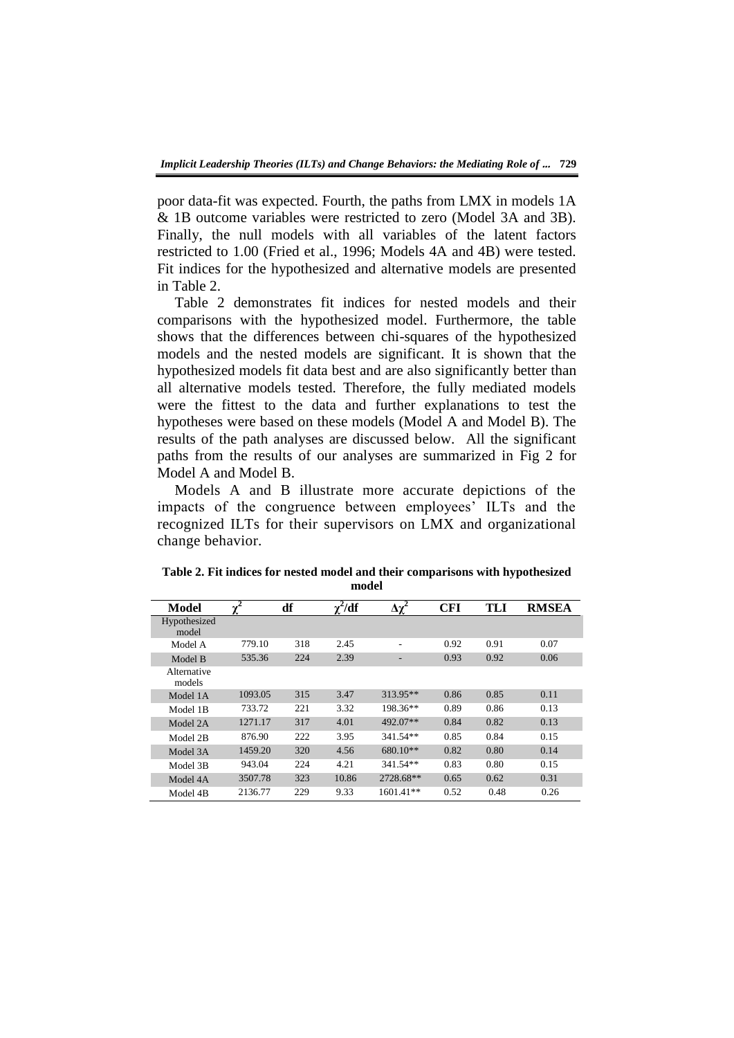poor data-fit was expected. Fourth, the paths from LMX in models 1A & 1B outcome variables were restricted to zero (Model 3A and 3B). Finally, the null models with all variables of the latent factors restricted to 1.00 (Fried et al., 1996; Models 4A and 4B) were tested. Fit indices for the hypothesized and alternative models are presented in Table 2.

Table 2 demonstrates fit indices for nested models and their comparisons with the hypothesized model. Furthermore, the table shows that the differences between chi-squares of the hypothesized models and the nested models are significant. It is shown that the hypothesized models fit data best and are also significantly better than all alternative models tested. Therefore, the fully mediated models were the fittest to the data and further explanations to test the hypotheses were based on these models (Model A and Model B). The results of the path analyses are discussed below. All the significant paths from the results of our analyses are summarized in Fig 2 for Model A and Model B.

Models A and B illustrate more accurate depictions of the impacts of the congruence between employees' ILTs and the recognized ILTs for their supervisors on LMX and organizational change behavior.

**Table 2. Fit indices for nested model and their comparisons with hypothesized model**

| Model | $\chi^2$ | df | $\chi^2$/df | $\Delta\chi^2$ | CFI | TLI | RMSEA |
|---|---|---|---|---|---|---|---|
| Hypothesized model | | | | | | | |
| Model A | 779.10 | 318 | 2.45 | - | 0.92 | 0.91 | 0.07 |
| Model B | 535.36 | 224 | 2.39 | - | 0.93 | 0.92 | 0.06 |
| Alternative models | | | | | | | |
| Model 1A | 1093.05 | 315 | 3.47 | 313.95** | 0.86 | 0.85 | 0.11 |
| Model 1B | 733.72 | 221 | 3.32 | 198.36** | 0.89 | 0.86 | 0.13 |
| Model 2A | 1271.17 | 317 | 4.01 | 492.07** | 0.84 | 0.82 | 0.13 |
| Model 2B | 876.90 | 222 | 3.95 | 341.54** | 0.85 | 0.84 | 0.15 |
| Model 3A | 1459.20 | 320 | 4.56 | 680.10** | 0.82 | 0.80 | 0.14 |
| Model 3B | 943.04 | 224 | 4.21 | 341.54** | 0.83 | 0.80 | 0.15 |
| Model 4A | 3507.78 | 323 | 10.86 | 2728.68** | 0.65 | 0.62 | 0.31 |
| Model 4B | 2136.77 | 229 | 9.33 | 1601.41** | 0.52 | 0.48 | 0.26 |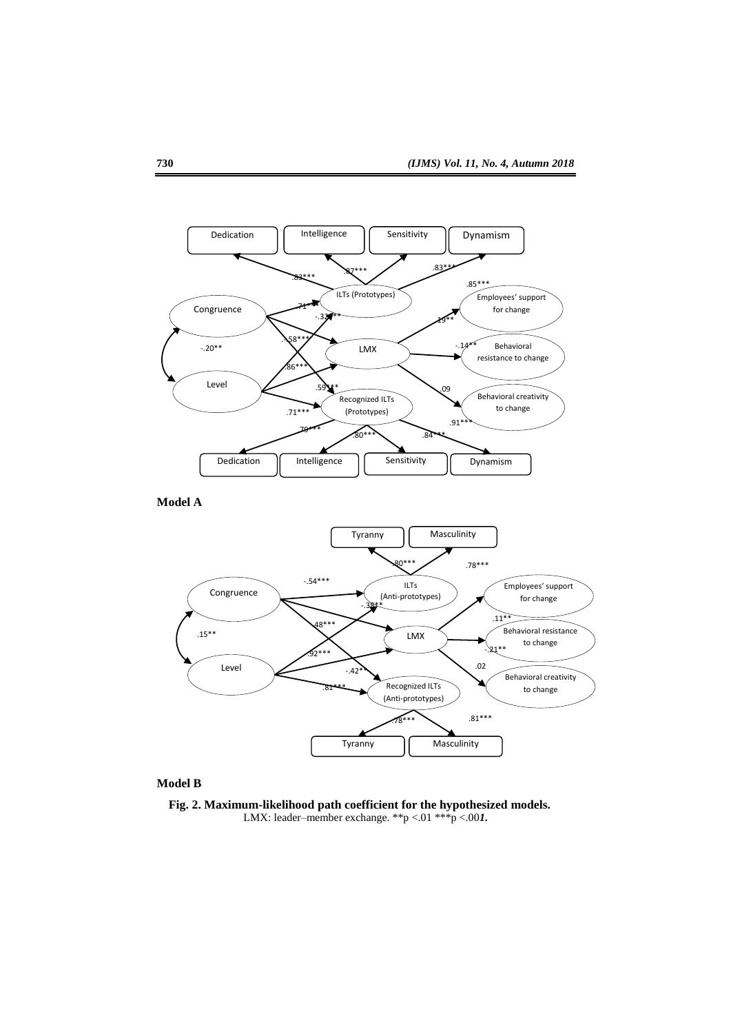**Model A**

**Model B**

**Fig. 2. Maximum-likelihood path coefficient for the hypothesized models.**
LMX: leader–member exchange. **p <.01 ***p <.001.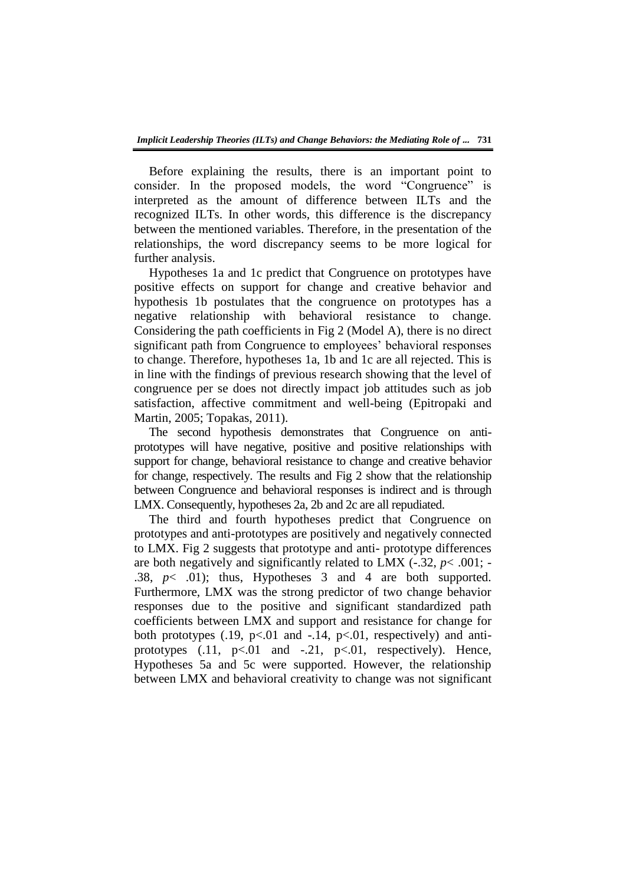Before explaining the results, there is an important point to consider. In the proposed models, the word "Congruence" is interpreted as the amount of difference between ILTs and the recognized ILTs. In other words, this difference is the discrepancy between the mentioned variables. Therefore, in the presentation of the relationships, the word discrepancy seems to be more logical for further analysis.

Hypotheses 1a and 1c predict that Congruence on prototypes have positive effects on support for change and creative behavior and hypothesis 1b postulates that the congruence on prototypes has a negative relationship with behavioral resistance to change. Considering the path coefficients in Fig 2 (Model A), there is no direct significant path from Congruence to employees' behavioral responses to change. Therefore, hypotheses 1a, 1b and 1c are all rejected. This is in line with the findings of previous research showing that the level of congruence per se does not directly impact job attitudes such as job satisfaction, affective commitment and well-being (Epitropaki and Martin, 2005; Topakas, 2011).

The second hypothesis demonstrates that Congruence on anti-prototypes will have negative, positive and positive relationships with support for change, behavioral resistance to change and creative behavior for change, respectively. The results and Fig 2 show that the relationship between Congruence and behavioral responses is indirect and is through LMX. Consequently, hypotheses 2a, 2b and 2c are all repudiated.

The third and fourth hypotheses predict that Congruence on prototypes and anti-prototypes are positively and negatively connected to LMX. Fig 2 suggests that prototype and anti- prototype differences are both negatively and significantly related to LMX (-.32, $p < .001$; -.38, $p < .01$); thus, Hypotheses 3 and 4 are both supported. Furthermore, LMX was the strong predictor of two change behavior responses due to the positive and significant standardized path coefficients between LMX and support and resistance for change for both prototypes (.19, $p<.01$ and -.14, $p<.01$, respectively) and anti-prototypes (.11, $p<.01$ and -.21, $p<.01$, respectively). Hence, Hypotheses 5a and 5c were supported. However, the relationship between LMX and behavioral creativity to change was not significant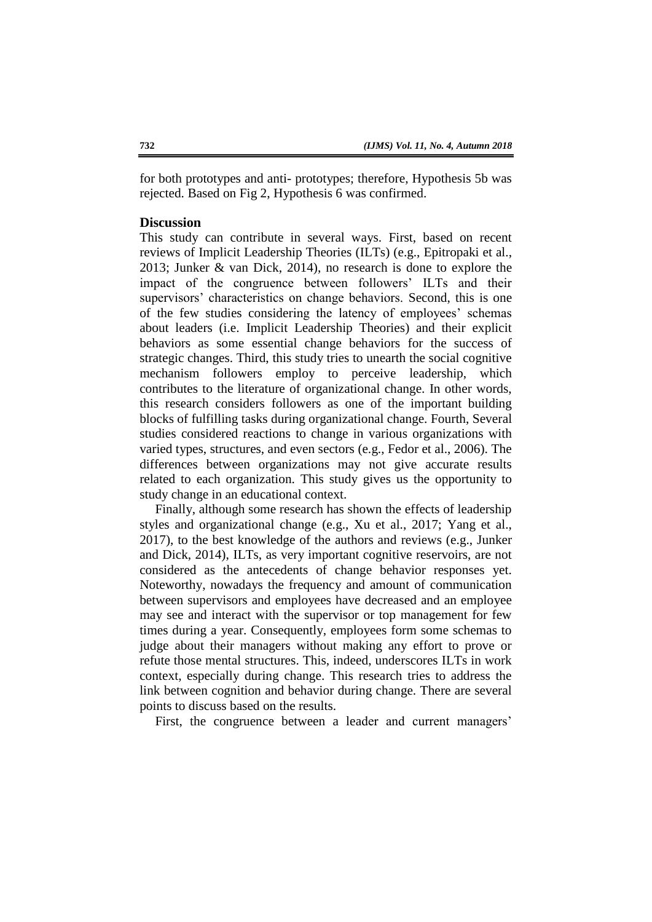for both prototypes and anti- prototypes; therefore, Hypothesis 5b was rejected. Based on Fig 2, Hypothesis 6 was confirmed.

## Discussion

This study can contribute in several ways. First, based on recent reviews of Implicit Leadership Theories (ILTs) (e.g., Epitropaki et al., 2013; Junker & van Dick, 2014), no research is done to explore the impact of the congruence between followers' ILTs and their supervisors' characteristics on change behaviors. Second, this is one of the few studies considering the latency of employees' schemas about leaders (i.e. Implicit Leadership Theories) and their explicit behaviors as some essential change behaviors for the success of strategic changes. Third, this study tries to unearth the social cognitive mechanism followers employ to perceive leadership, which contributes to the literature of organizational change. In other words, this research considers followers as one of the important building blocks of fulfilling tasks during organizational change. Fourth, Several studies considered reactions to change in various organizations with varied types, structures, and even sectors (e.g., Fedor et al., 2006). The differences between organizations may not give accurate results related to each organization. This study gives us the opportunity to study change in an educational context.

Finally, although some research has shown the effects of leadership styles and organizational change (e.g., Xu et al., 2017; Yang et al., 2017), to the best knowledge of the authors and reviews (e.g., Junker and Dick, 2014), ILTs, as very important cognitive reservoirs, are not considered as the antecedents of change behavior responses yet. Noteworthy, nowadays the frequency and amount of communication between supervisors and employees have decreased and an employee may see and interact with the supervisor or top management for few times during a year. Consequently, employees form some schemas to judge about their managers without making any effort to prove or refute those mental structures. This, indeed, underscores ILTs in work context, especially during change. This research tries to address the link between cognition and behavior during change. There are several points to discuss based on the results.

First, the congruence between a leader and current managers'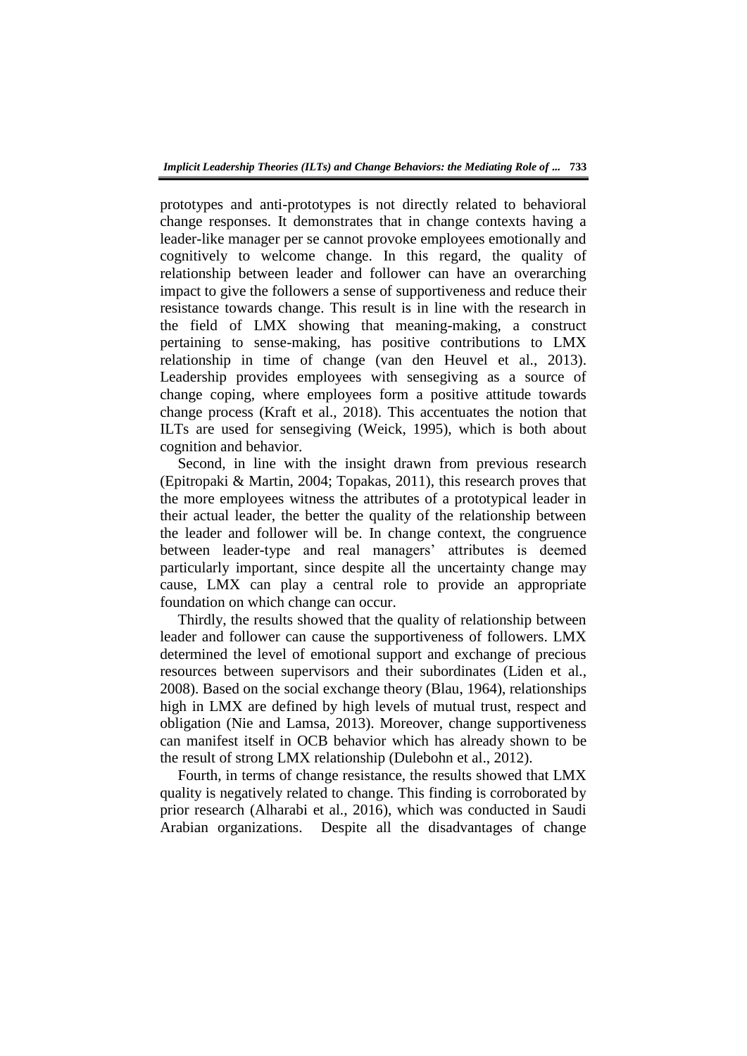prototypes and anti-prototypes is not directly related to behavioral change responses. It demonstrates that in change contexts having a leader-like manager per se cannot provoke employees emotionally and cognitively to welcome change. In this regard, the quality of relationship between leader and follower can have an overarching impact to give the followers a sense of supportiveness and reduce their resistance towards change. This result is in line with the research in the field of LMX showing that meaning-making, a construct pertaining to sense-making, has positive contributions to LMX relationship in time of change (van den Heuvel et al., 2013). Leadership provides employees with sensegiving as a source of change coping, where employees form a positive attitude towards change process (Kraft et al., 2018). This accentuates the notion that ILTs are used for sensegiving (Weick, 1995), which is both about cognition and behavior.

Second, in line with the insight drawn from previous research (Epitropaki & Martin, 2004; Topakas, 2011), this research proves that the more employees witness the attributes of a prototypical leader in their actual leader, the better the quality of the relationship between the leader and follower will be. In change context, the congruence between leader-type and real managers' attributes is deemed particularly important, since despite all the uncertainty change may cause, LMX can play a central role to provide an appropriate foundation on which change can occur.

Thirdly, the results showed that the quality of relationship between leader and follower can cause the supportiveness of followers. LMX determined the level of emotional support and exchange of precious resources between supervisors and their subordinates (Liden et al., 2008). Based on the social exchange theory (Blau, 1964), relationships high in LMX are defined by high levels of mutual trust, respect and obligation (Nie and Lamsa, 2013). Moreover, change supportiveness can manifest itself in OCB behavior which has already shown to be the result of strong LMX relationship (Dulebohn et al., 2012).

Fourth, in terms of change resistance, the results showed that LMX quality is negatively related to change. This finding is corroborated by prior research (Alharabi et al., 2016), which was conducted in Saudi Arabian organizations. Despite all the disadvantages of change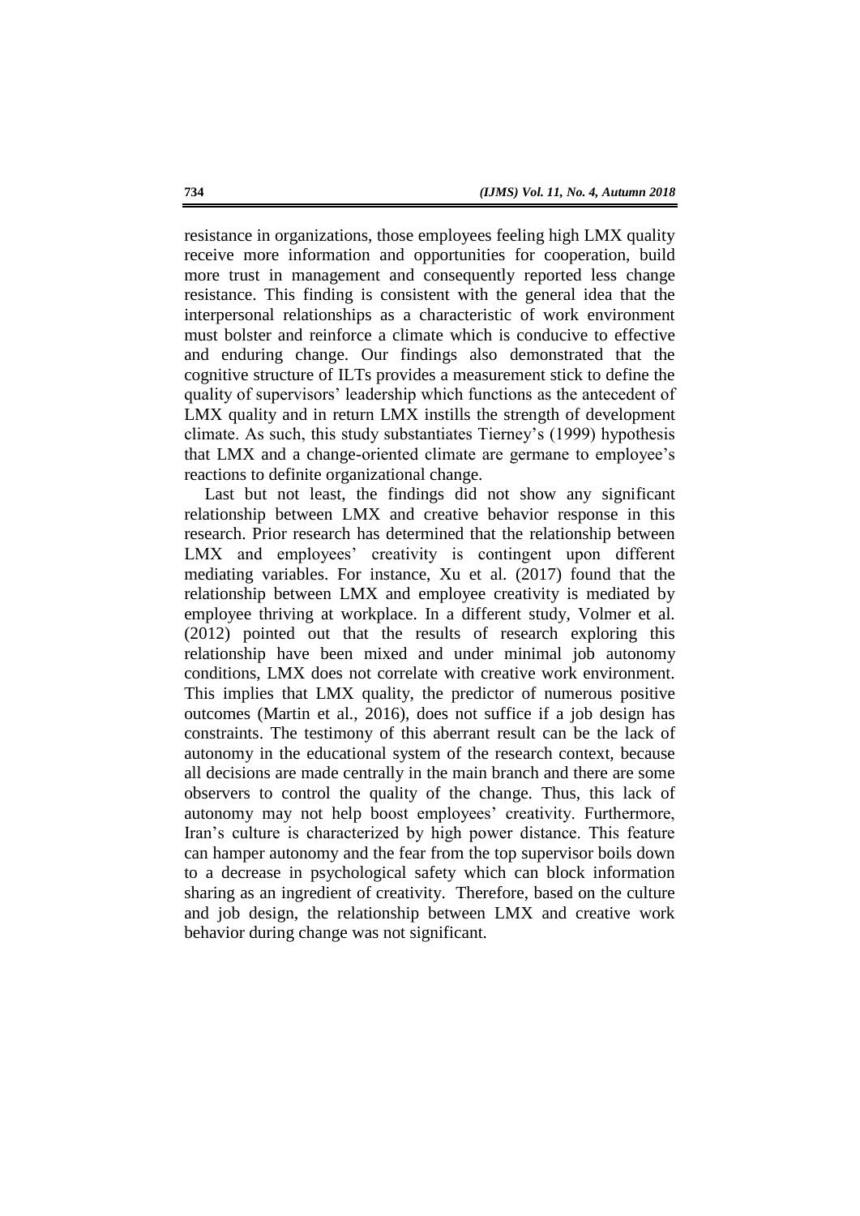resistance in organizations, those employees feeling high LMX quality receive more information and opportunities for cooperation, build more trust in management and consequently reported less change resistance. This finding is consistent with the general idea that the interpersonal relationships as a characteristic of work environment must bolster and reinforce a climate which is conducive to effective and enduring change. Our findings also demonstrated that the cognitive structure of ILTs provides a measurement stick to define the quality of supervisors' leadership which functions as the antecedent of LMX quality and in return LMX instills the strength of development climate. As such, this study substantiates Tierney's (1999) hypothesis that LMX and a change-oriented climate are germane to employee's reactions to definite organizational change.

Last but not least, the findings did not show any significant relationship between LMX and creative behavior response in this research. Prior research has determined that the relationship between LMX and employees' creativity is contingent upon different mediating variables. For instance, Xu et al. (2017) found that the relationship between LMX and employee creativity is mediated by employee thriving at workplace. In a different study, Volmer et al. (2012) pointed out that the results of research exploring this relationship have been mixed and under minimal job autonomy conditions, LMX does not correlate with creative work environment. This implies that LMX quality, the predictor of numerous positive outcomes (Martin et al., 2016), does not suffice if a job design has constraints. The testimony of this aberrant result can be the lack of autonomy in the educational system of the research context, because all decisions are made centrally in the main branch and there are some observers to control the quality of the change. Thus, this lack of autonomy may not help boost employees' creativity. Furthermore, Iran's culture is characterized by high power distance. This feature can hamper autonomy and the fear from the top supervisor boils down to a decrease in psychological safety which can block information sharing as an ingredient of creativity. Therefore, based on the culture and job design, the relationship between LMX and creative work behavior during change was not significant.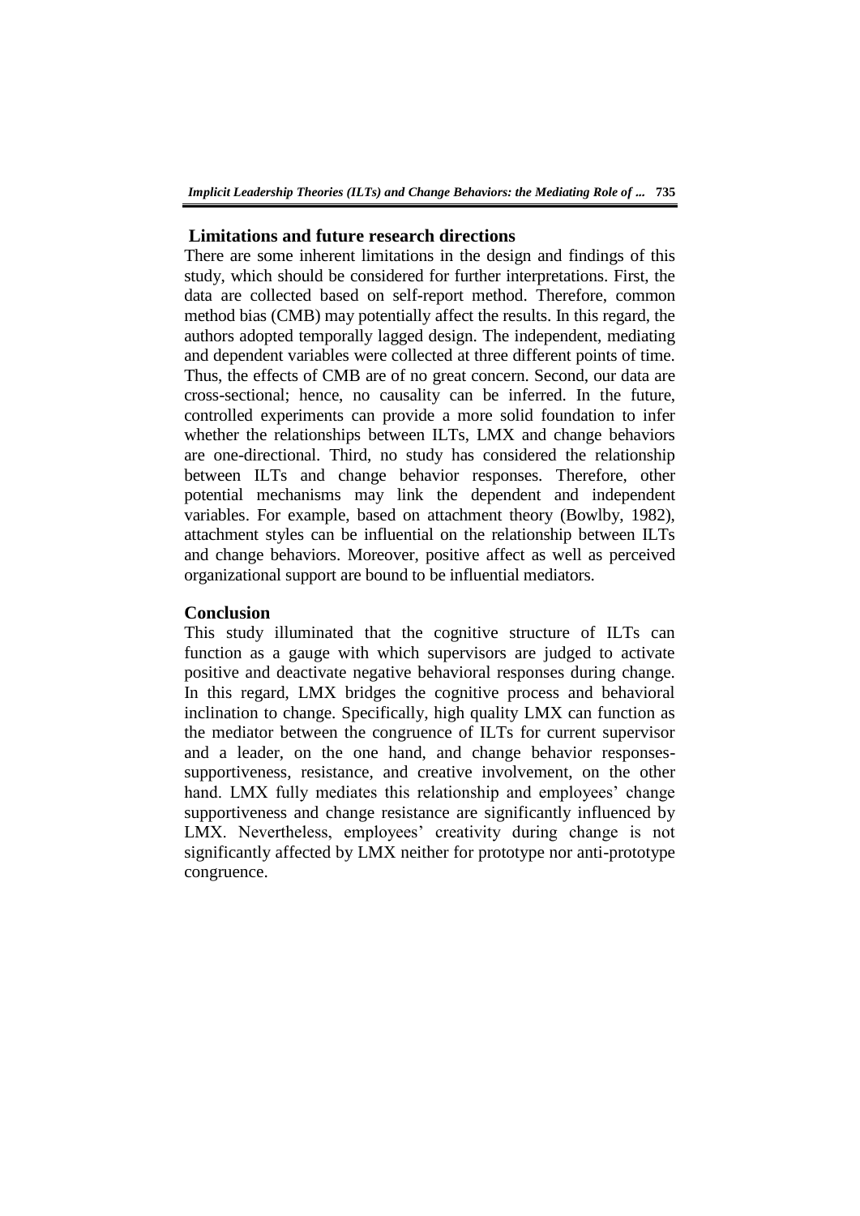## Limitations and future research directions

There are some inherent limitations in the design and findings of this study, which should be considered for further interpretations. First, the data are collected based on self-report method. Therefore, common method bias (CMB) may potentially affect the results. In this regard, the authors adopted temporally lagged design. The independent, mediating and dependent variables were collected at three different points of time. Thus, the effects of CMB are of no great concern. Second, our data are cross-sectional; hence, no causality can be inferred. In the future, controlled experiments can provide a more solid foundation to infer whether the relationships between ILTs, LMX and change behaviors are one-directional. Third, no study has considered the relationship between ILTs and change behavior responses. Therefore, other potential mechanisms may link the dependent and independent variables. For example, based on attachment theory (Bowlby, 1982), attachment styles can be influential on the relationship between ILTs and change behaviors. Moreover, positive affect as well as perceived organizational support are bound to be influential mediators.

## Conclusion

This study illuminated that the cognitive structure of ILTs can function as a gauge with which supervisors are judged to activate positive and deactivate negative behavioral responses during change. In this regard, LMX bridges the cognitive process and behavioral inclination to change. Specifically, high quality LMX can function as the mediator between the congruence of ILTs for current supervisor and a leader, on the one hand, and change behavior responses-supportiveness, resistance, and creative involvement, on the other hand. LMX fully mediates this relationship and employees' change supportiveness and change resistance are significantly influenced by LMX. Nevertheless, employees' creativity during change is not significantly affected by LMX neither for prototype nor anti-prototype congruence.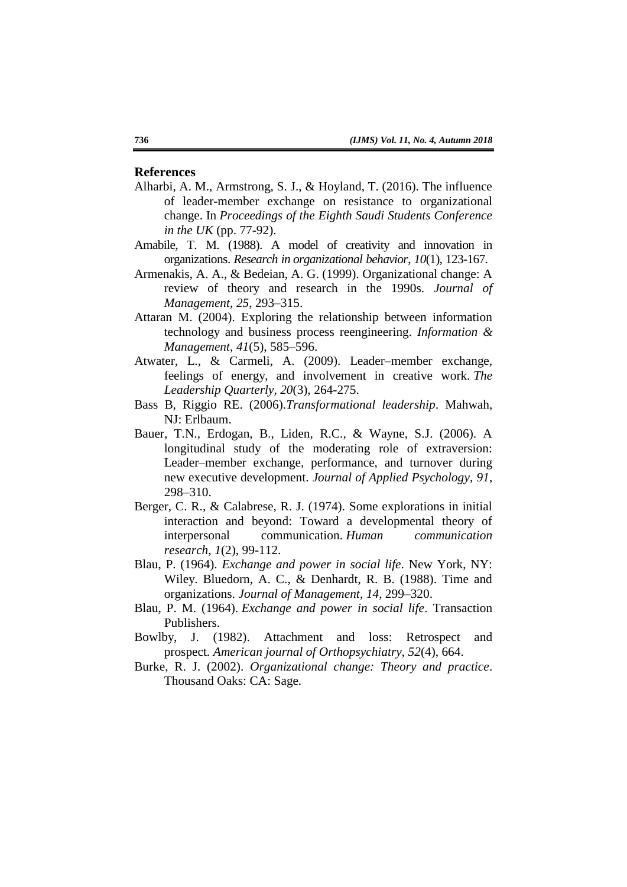## References

Alharbi, A. M., Armstrong, S. J., & Hoyland, T. (2016). The influence of leader-member exchange on resistance to organizational change. In *Proceedings of the Eighth Saudi Students Conference in the UK* (pp. 77-92).

Amabile, T. M. (1988). A model of creativity and innovation in organizations. *Research in organizational behavior*, *10*(1), 123-167.

Armenakis, A. A., & Bedeian, A. G. (1999). Organizational change: A review of theory and research in the 1990s. *Journal of Management, 25*, 293–315.

Attaran M. (2004). Exploring the relationship between information technology and business process reengineering. *Information & Management, 41*(5), 585–596.

Atwater, L., & Carmeli, A. (2009). Leader–member exchange, feelings of energy, and involvement in creative work. *The Leadership Quarterly*, *20*(3), 264-275.

Bass B, Riggio RE. (2006).*Transformational leadership*. Mahwah, NJ: Erlbaum.

Bauer, T.N., Erdogan, B., Liden, R.C., & Wayne, S.J. (2006). A longitudinal study of the moderating role of extraversion: Leader–member exchange, performance, and turnover during new executive development. *Journal of Applied Psychology, 91*, 298–310.

Berger, C. R., & Calabrese, R. J. (1974). Some explorations in initial interaction and beyond: Toward a developmental theory of interpersonal communication. *Human communication research*, *1*(2), 99-112.

Blau, P. (1964). *Exchange and power in social life*. New York, NY: Wiley. Bluedorn, A. C., & Denhardt, R. B. (1988). Time and organizations. *Journal of Management*, *14*, 299–320.

Blau, P. M. (1964). *Exchange and power in social life*. Transaction Publishers.

Bowlby, J. (1982). Attachment and loss: Retrospect and prospect. *American journal of Orthopsychiatry*, *52*(4), 664.

Burke, R. J. (2002). *Organizational change: Theory and practice*. Thousand Oaks: CA: Sage.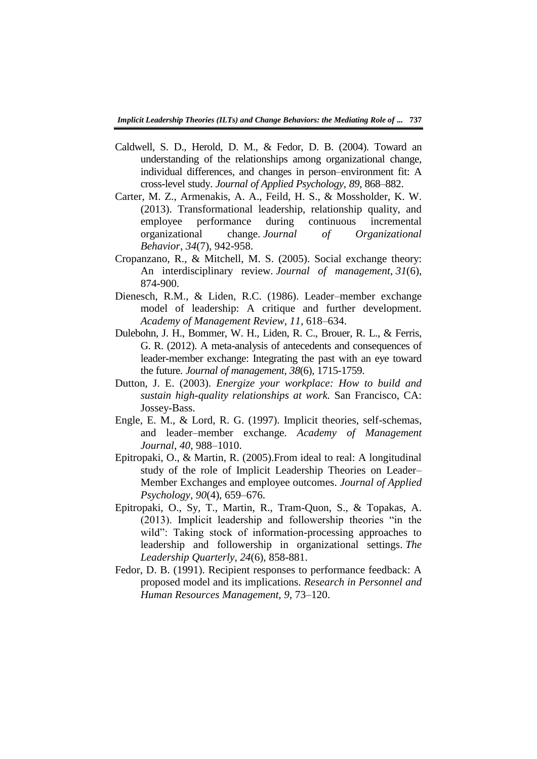Caldwell, S. D., Herold, D. M., & Fedor, D. B. (2004). Toward an understanding of the relationships among organizational change, individual differences, and changes in person–environment fit: A cross-level study. *Journal of Applied Psychology, 89*, 868–882.

Carter, M. Z., Armenakis, A. A., Feild, H. S., & Mossholder, K. W. (2013). Transformational leadership, relationship quality, and employee performance during continuous incremental organizational change. *Journal of Organizational Behavior*, *34*(7), 942-958.

Cropanzano, R., & Mitchell, M. S. (2005). Social exchange theory: An interdisciplinary review. *Journal of management*, *31*(6), 874-900.

Dienesch, R.M., & Liden, R.C. (1986). Leader–member exchange model of leadership: A critique and further development. *Academy of Management Review*, *11*, 618–634.

Dulebohn, J. H., Bommer, W. H., Liden, R. C., Brouer, R. L., & Ferris, G. R. (2012). A meta-analysis of antecedents and consequences of leader-member exchange: Integrating the past with an eye toward the future. *Journal of management*, *38*(6), 1715-1759.

Dutton, J. E. (2003). *Energize your workplace: How to build and sustain high-quality relationships at work.* San Francisco, CA: Jossey-Bass.

Engle, E. M., & Lord, R. G. (1997). Implicit theories, self-schemas, and leader–member exchange. *Academy of Management Journal*, *40*, 988–1010.

Epitropaki, O., & Martin, R. (2005).From ideal to real: A longitudinal study of the role of Implicit Leadership Theories on Leader–Member Exchanges and employee outcomes. *Journal of Applied Psychology, 90*(4), 659–676.

Epitropaki, O., Sy, T., Martin, R., Tram-Quon, S., & Topakas, A. (2013). Implicit leadership and followership theories "in the wild": Taking stock of information-processing approaches to leadership and followership in organizational settings. *The Leadership Quarterly*, *24*(6), 858-881.

Fedor, D. B. (1991). Recipient responses to performance feedback: A proposed model and its implications. *Research in Personnel and Human Resources Management, 9*, 73–120.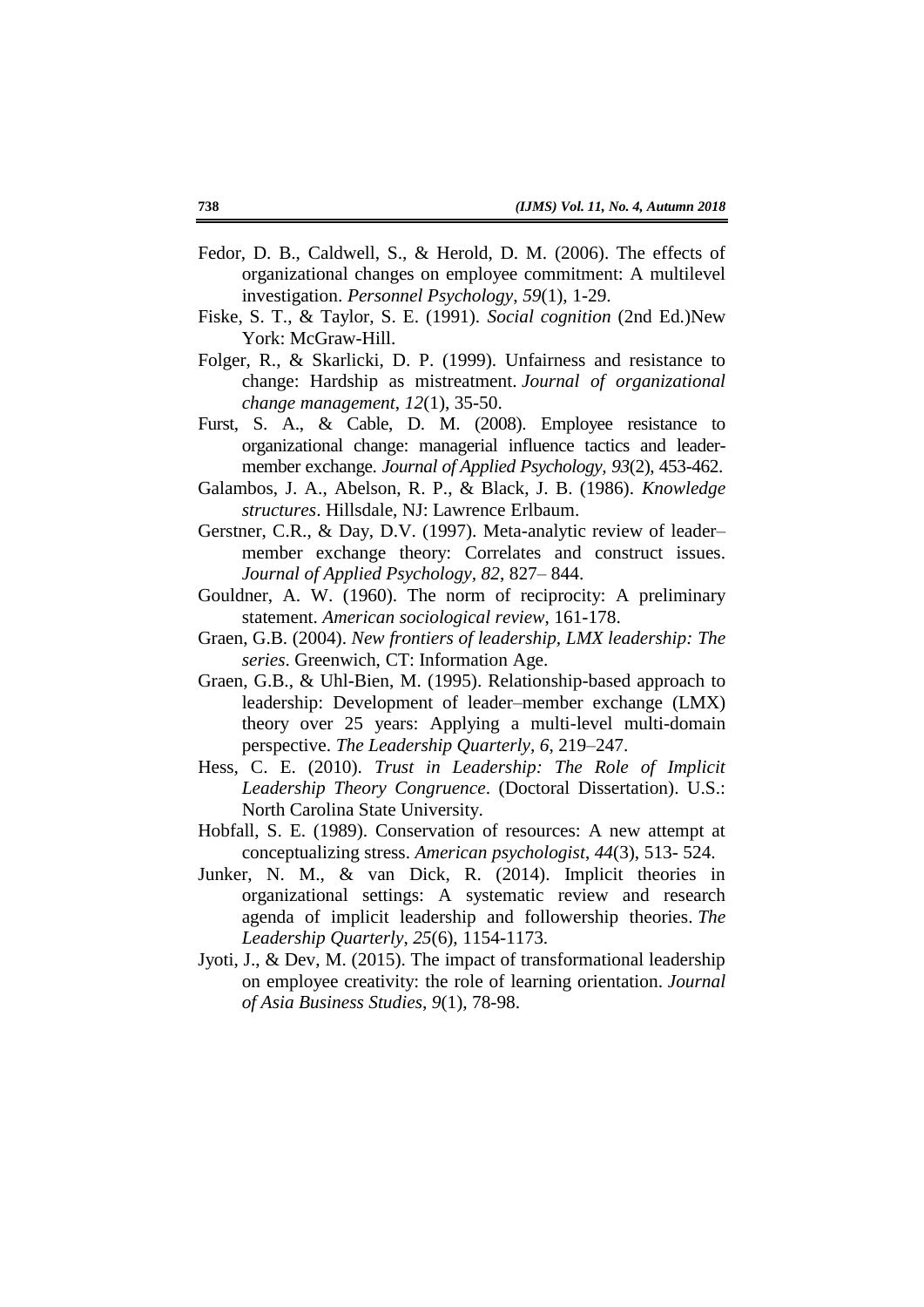Fedor, D. B., Caldwell, S., & Herold, D. M. (2006). The effects of organizational changes on employee commitment: A multilevel investigation. *Personnel Psychology*, *59*(1), 1-29.

Fiske, S. T., & Taylor, S. E. (1991). *Social cognition* (2nd Ed.)New York: McGraw-Hill.

Folger, R., & Skarlicki, D. P. (1999). Unfairness and resistance to change: Hardship as mistreatment. *Journal of organizational change management*, *12*(1), 35-50.

Furst, S. A., & Cable, D. M. (2008). Employee resistance to organizational change: managerial influence tactics and leader-member exchange. *Journal of Applied Psychology*, *93*(2), 453-462.

Galambos, J. A., Abelson, R. P., & Black, J. B. (1986). *Knowledge structures*. Hillsdale, NJ: Lawrence Erlbaum.

Gerstner, C.R., & Day, D.V. (1997). Meta-analytic review of leader–member exchange theory: Correlates and construct issues. *Journal of Applied Psychology*, *82*, 827– 844.

Gouldner, A. W. (1960). The norm of reciprocity: A preliminary statement. *American sociological review*, 161-178.

Graen, G.B. (2004). *New frontiers of leadership, LMX leadership: The series*. Greenwich, CT: Information Age.

Graen, G.B., & Uhl-Bien, M. (1995). Relationship-based approach to leadership: Development of leader–member exchange (LMX) theory over 25 years: Applying a multi-level multi-domain perspective. *The Leadership Quarterly*, *6*, 219–247.

Hess, C. E. (2010). *Trust in Leadership: The Role of Implicit Leadership Theory Congruence*. (Doctoral Dissertation). U.S.: North Carolina State University.

Hobfall, S. E. (1989). Conservation of resources: A new attempt at conceptualizing stress. *American psychologist*, *44*(3), 513- 524.

Junker, N. M., & van Dick, R. (2014). Implicit theories in organizational settings: A systematic review and research agenda of implicit leadership and followership theories. *The Leadership Quarterly*, *25*(6), 1154-1173.

Jyoti, J., & Dev, M. (2015). The impact of transformational leadership on employee creativity: the role of learning orientation. *Journal of Asia Business Studies*, *9*(1), 78-98.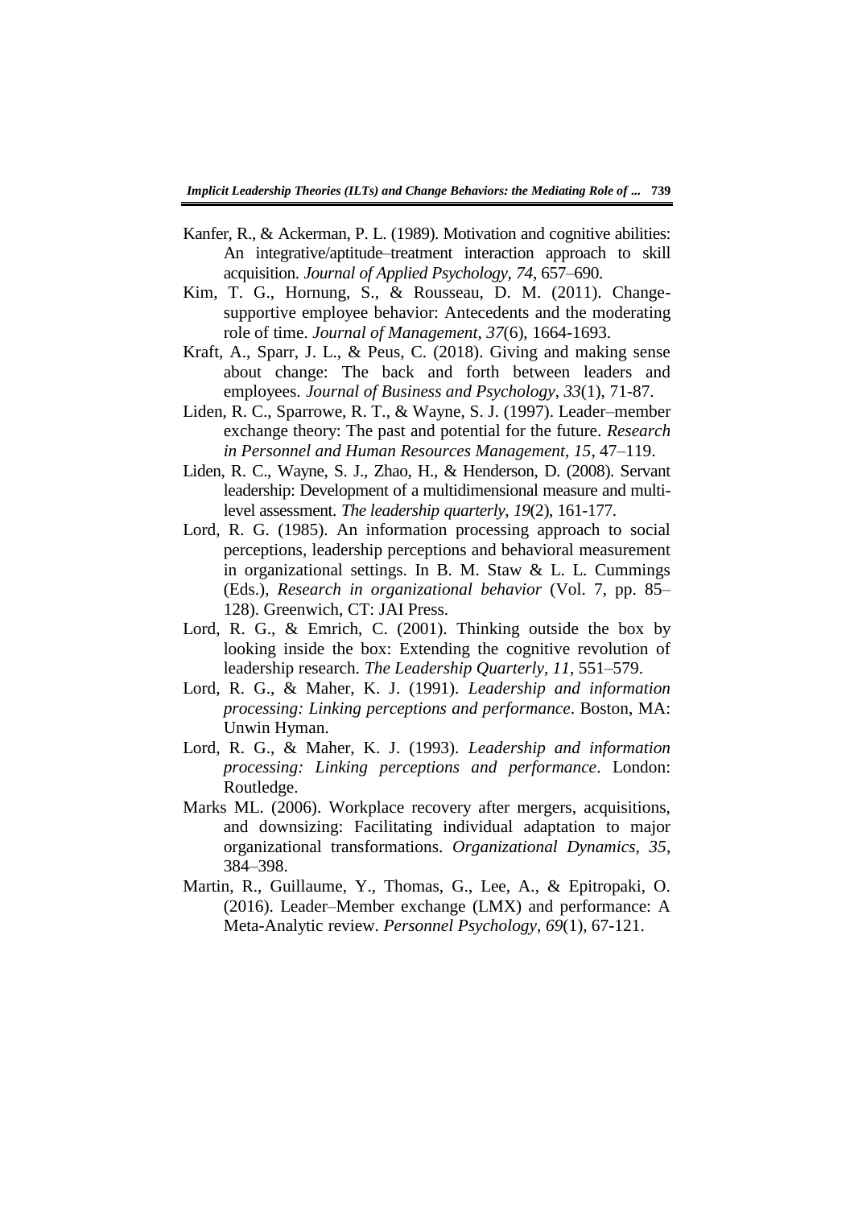Kanfer, R., & Ackerman, P. L. (1989). Motivation and cognitive abilities: An integrative/aptitude–treatment interaction approach to skill acquisition. *Journal of Applied Psychology, 74*, 657–690.

Kim, T. G., Hornung, S., & Rousseau, D. M. (2011). Change-supportive employee behavior: Antecedents and the moderating role of time. *Journal of Management*, *37*(6), 1664-1693.

Kraft, A., Sparr, J. L., & Peus, C. (2018). Giving and making sense about change: The back and forth between leaders and employees. *Journal of Business and Psychology*, *33*(1), 71-87.

Liden, R. C., Sparrowe, R. T., & Wayne, S. J. (1997). Leader–member exchange theory: The past and potential for the future. *Research in Personnel and Human Resources Management, 15*, 47–119.

Liden, R. C., Wayne, S. J., Zhao, H., & Henderson, D. (2008). Servant leadership: Development of a multidimensional measure and multi-level assessment. *The leadership quarterly*, *19*(2), 161-177.

Lord, R. G. (1985). An information processing approach to social perceptions, leadership perceptions and behavioral measurement in organizational settings. In B. M. Staw & L. L. Cummings (Eds.), *Research in organizational behavior* (Vol. 7, pp. 85–128). Greenwich, CT: JAI Press.

Lord, R. G., & Emrich, C. (2001). Thinking outside the box by looking inside the box: Extending the cognitive revolution of leadership research. *The Leadership Quarterly, 11*, 551–579.

Lord, R. G., & Maher, K. J. (1991). *Leadership and information processing: Linking perceptions and performance*. Boston, MA: Unwin Hyman.

Lord, R. G., & Maher, K. J. (1993). *Leadership and information processing: Linking perceptions and performance*. London: Routledge.

Marks ML. (2006). Workplace recovery after mergers, acquisitions, and downsizing: Facilitating individual adaptation to major organizational transformations. *Organizational Dynamics, 35*, 384–398.

Martin, R., Guillaume, Y., Thomas, G., Lee, A., & Epitropaki, O. (2016). Leader–Member exchange (LMX) and performance: A Meta‐Analytic review. *Personnel Psychology*, *69*(1), 67-121.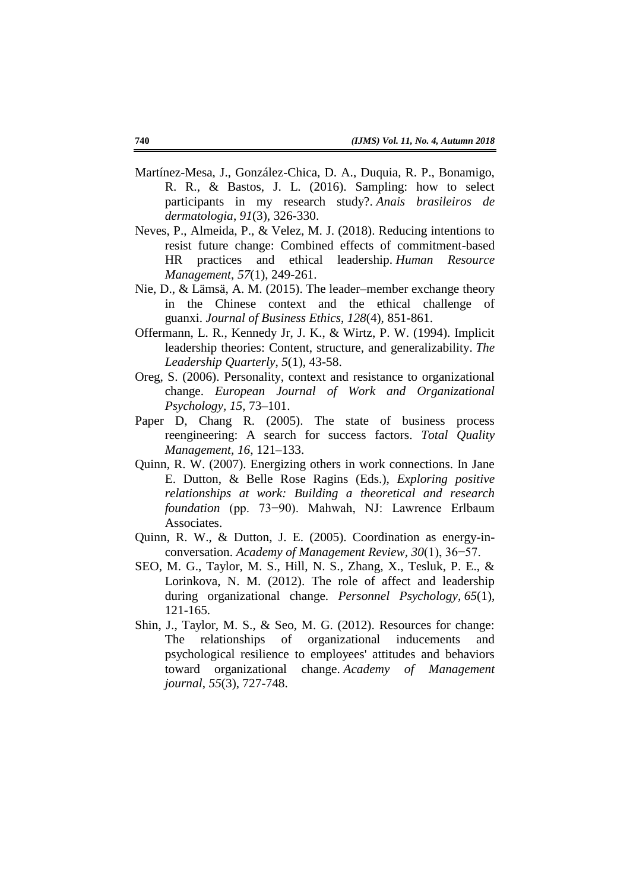Martínez-Mesa, J., González-Chica, D. A., Duquia, R. P., Bonamigo, R. R., & Bastos, J. L. (2016). Sampling: how to select participants in my research study?. *Anais brasileiros de dermatologia*, *91*(3), 326-330.

Neves, P., Almeida, P., & Velez, M. J. (2018). Reducing intentions to resist future change: Combined effects of commitment-based HR practices and ethical leadership. *Human Resource Management*, *57*(1), 249-261.

Nie, D., & Lämsä, A. M. (2015). The leader–member exchange theory in the Chinese context and the ethical challenge of guanxi. *Journal of Business Ethics*, *128*(4), 851-861.

Offermann, L. R., Kennedy Jr, J. K., & Wirtz, P. W. (1994). Implicit leadership theories: Content, structure, and generalizability. *The Leadership Quarterly*, *5*(1), 43-58.

Oreg, S. (2006). Personality, context and resistance to organizational change. *European Journal of Work and Organizational Psychology*, *15*, 73–101.

Paper D, Chang R. (2005). The state of business process reengineering: A search for success factors. *Total Quality Management*, *16*, 121–133.

Quinn, R. W. (2007). Energizing others in work connections. In Jane E. Dutton, & Belle Rose Ragins (Eds.), *Exploring positive relationships at work: Building a theoretical and research foundation* (pp. 73−90). Mahwah, NJ: Lawrence Erlbaum Associates.

Quinn, R. W., & Dutton, J. E. (2005). Coordination as energy-in-conversation. *Academy of Management Review*, *30*(1), 36−57.

SEO, M. G., Taylor, M. S., Hill, N. S., Zhang, X., Tesluk, P. E., & Lorinkova, N. M. (2012). The role of affect and leadership during organizational change. *Personnel Psychology*, *65*(1), 121-165.

Shin, J., Taylor, M. S., & Seo, M. G. (2012). Resources for change: The relationships of organizational inducements and psychological resilience to employees' attitudes and behaviors toward organizational change. *Academy of Management journal*, *55*(3), 727-748.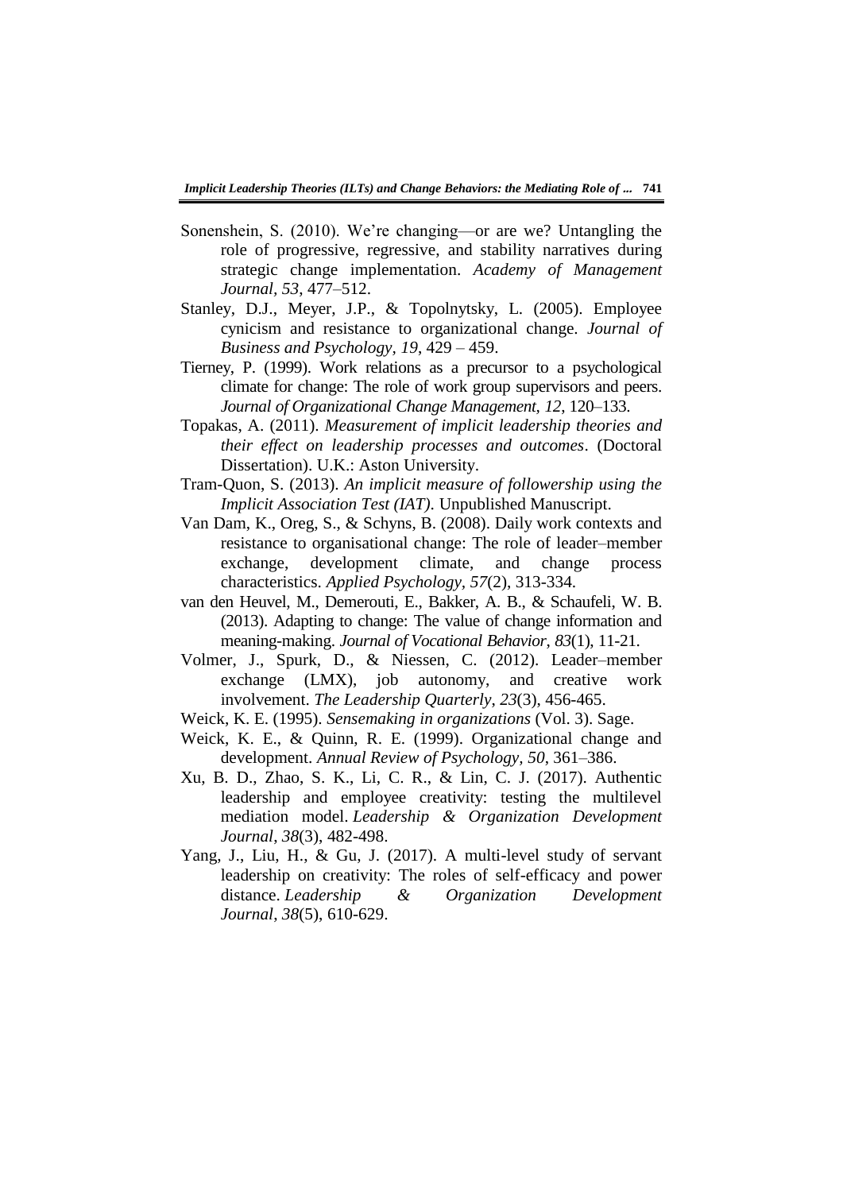Sonenshein, S. (2010). We're changing—or are we? Untangling the role of progressive, regressive, and stability narratives during strategic change implementation. *Academy of Management Journal*, *53*, 477–512.

Stanley, D.J., Meyer, J.P., & Topolnytsky, L. (2005). Employee cynicism and resistance to organizational change. *Journal of Business and Psychology*, *19*, 429 – 459.

Tierney, P. (1999). Work relations as a precursor to a psychological climate for change: The role of work group supervisors and peers. *Journal of Organizational Change Management*, *12*, 120–133.

Topakas, A. (2011). *Measurement of implicit leadership theories and their effect on leadership processes and outcomes*. (Doctoral Dissertation). U.K.: Aston University.

Tram-Quon, S. (2013). *An implicit measure of followership using the Implicit Association Test (IAT)*. Unpublished Manuscript.

Van Dam, K., Oreg, S., & Schyns, B. (2008). Daily work contexts and resistance to organisational change: The role of leader–member exchange, development climate, and change process characteristics. *Applied Psychology*, *57*(2), 313-334.

van den Heuvel, M., Demerouti, E., Bakker, A. B., & Schaufeli, W. B. (2013). Adapting to change: The value of change information and meaning-making. *Journal of Vocational Behavior*, *83*(1), 11-21.

Volmer, J., Spurk, D., & Niessen, C. (2012). Leader–member exchange (LMX), job autonomy, and creative work involvement. *The Leadership Quarterly*, *23*(3), 456-465.

Weick, K. E. (1995). *Sensemaking in organizations* (Vol. 3). Sage.

Weick, K. E., & Quinn, R. E. (1999). Organizational change and development. *Annual Review of Psychology*, *50*, 361–386.

Xu, B. D., Zhao, S. K., Li, C. R., & Lin, C. J. (2017). Authentic leadership and employee creativity: testing the multilevel mediation model. *Leadership & Organization Development Journal*, *38*(3), 482-498.

Yang, J., Liu, H., & Gu, J. (2017). A multi-level study of servant leadership on creativity: The roles of self-efficacy and power distance. *Leadership & Organization Development Journal*, *38*(5), 610-629.